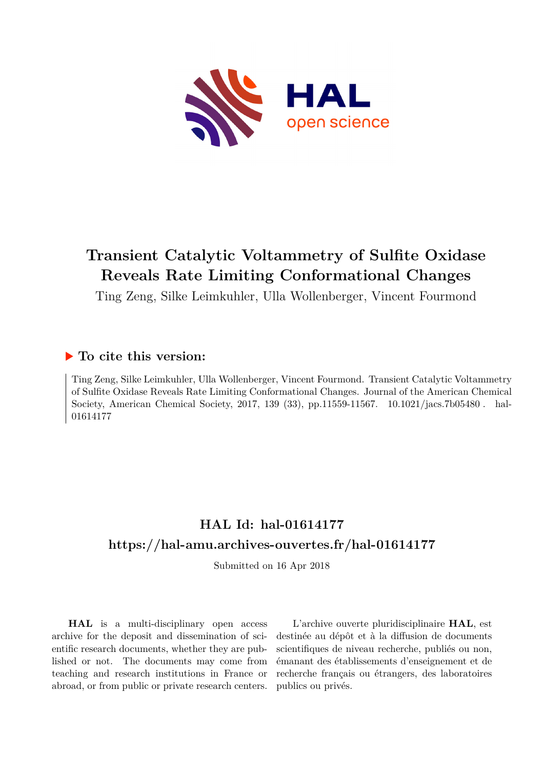# Transient Catalytic Voltammetry of Sulfite Oxidase Reveals Rate Limiting Conformational Changes

Ting Zeng, Silke Leimkuhler, Ulla Wollenberger, Vincent Fourmond

## ▶ To cite this version:

Ting Zeng, Silke Leimkuhler, Ulla Wollenberger, Vincent Fourmond. Transient Catalytic Voltammetry of Sulfite Oxidase Reveals Rate Limiting Conformational Changes. Journal of the American Chemical Society, American Chemical Society, 2017, 139 (33), pp.11559-11567. 10.1021/jacs.7b05480 . hal-01614177

## HAL Id: hal-01614177

## https://hal-amu.archives-ouvertes.fr/hal-01614177

Submitted on 16 Apr 2018

**HAL** is a multi-disciplinary open access archive for the deposit and dissemination of scientific research documents, whether they are published or not. The documents may come from teaching and research institutions in France or abroad, or from public or private research centers.

L'archive ouverte pluridisciplinaire **HAL**, est destinée au dépôt et à la diffusion de documents scientifiques de niveau recherche, publiés ou non, émanant des établissements d'enseignement et de recherche français ou étrangers, des laboratoires publics ou privés.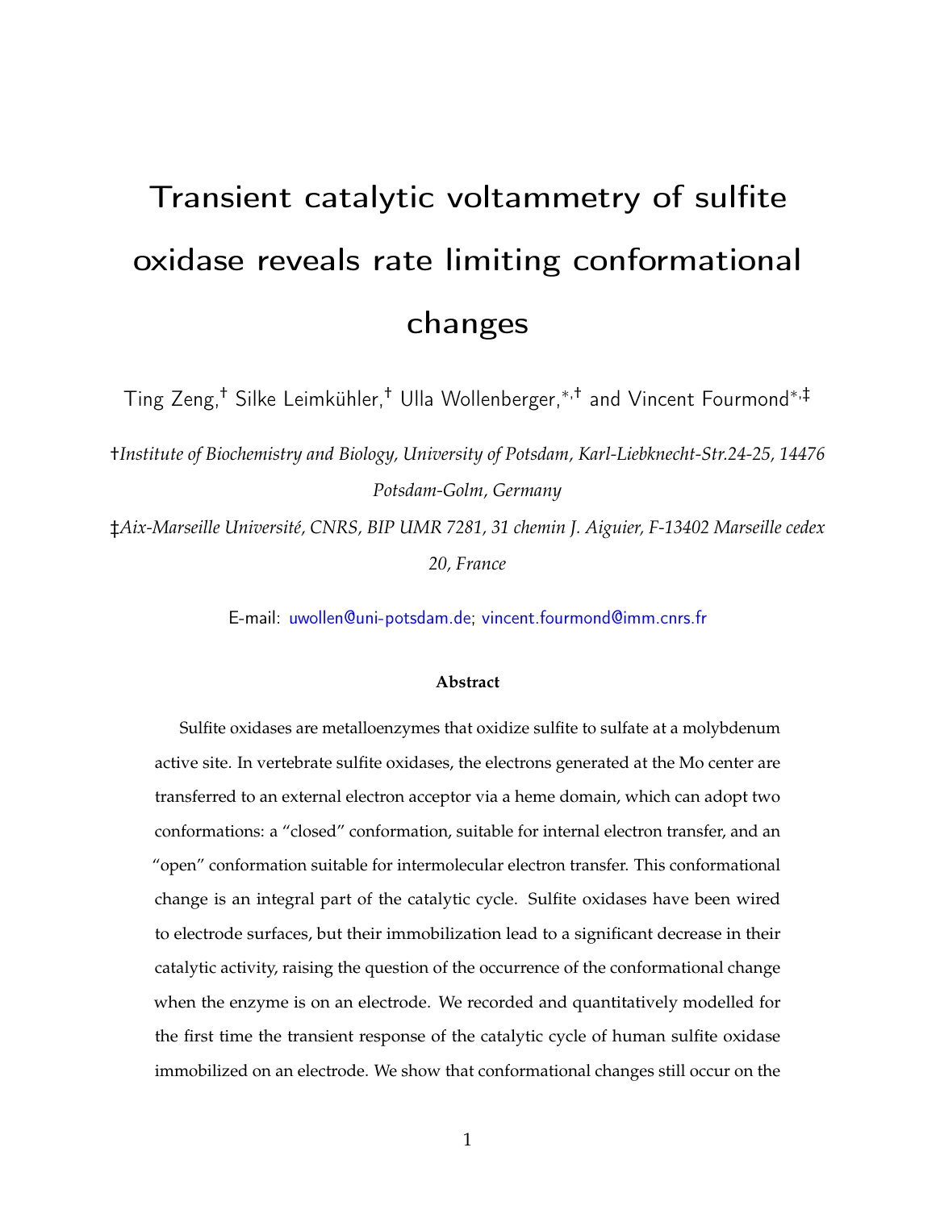# Transient catalytic voltammetry of sulfite oxidase reveals rate limiting conformational changes

Ting Zeng,[†] Silke Leimkühler,[†] Ulla Wollenberger,[*,†] and Vincent Fourmond[*,‡]

[†]*Institute of Biochemistry and Biology, University of Potsdam, Karl-Liebknecht-Str.24-25, 14476 Potsdam-Golm, Germany*

[‡]*Aix-Marseille Université, CNRS, BIP UMR 7281, 31 chemin J. Aiguier, F-13402 Marseille cedex 20, France*

E-mail: uwollen@uni-potsdam.de; vincent.fourmond@imm.cnrs.fr

### Abstract

Sulfite oxidases are metalloenzymes that oxidize sulfite to sulfate at a molybdenum active site. In vertebrate sulfite oxidases, the electrons generated at the Mo center are transferred to an external electron acceptor via a heme domain, which can adopt two conformations: a "closed" conformation, suitable for internal electron transfer, and an "open" conformation suitable for intermolecular electron transfer. This conformational change is an integral part of the catalytic cycle. Sulfite oxidases have been wired to electrode surfaces, but their immobilization lead to a significant decrease in their catalytic activity, raising the question of the occurrence of the conformational change when the enzyme is on an electrode. We recorded and quantitatively modelled for the first time the transient response of the catalytic cycle of human sulfite oxidase immobilized on an electrode. We show that conformational changes still occur on the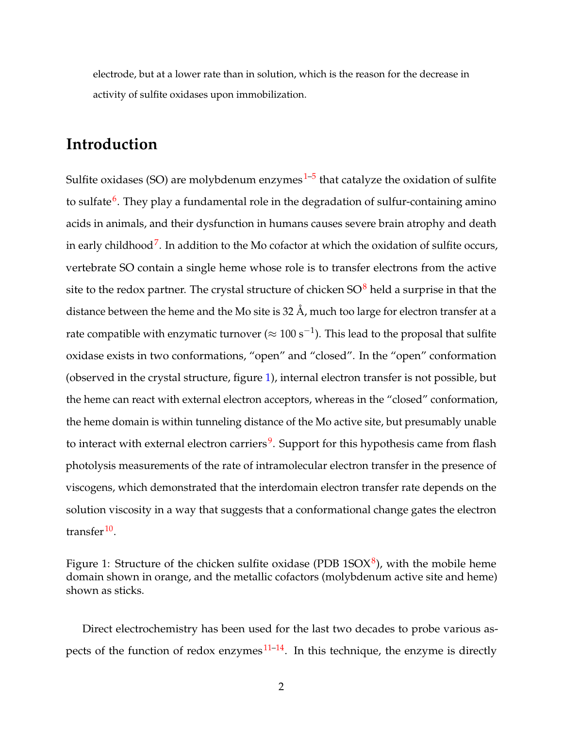electrode, but at a lower rate than in solution, which is the reason for the decrease in activity of sulfite oxidases upon immobilization.

## Introduction

Sulfite oxidases (SO) are molybdenum enzymes[1–5] that catalyze the oxidation of sulfite to sulfate[6]. They play a fundamental role in the degradation of sulfur-containing amino acids in animals, and their dysfunction in humans causes severe brain atrophy and death in early childhood[7]. In addition to the Mo cofactor at which the oxidation of sulfite occurs, vertebrate SO contain a single heme whose role is to transfer electrons from the active site to the redox partner. The crystal structure of chicken SO[8] held a surprise in that the distance between the heme and the Mo site is 32 Å, much too large for electron transfer at a rate compatible with enzymatic turnover ($\approx 100\ \mathrm{s}^{-1}$). This lead to the proposal that sulfite oxidase exists in two conformations, "open" and "closed". In the "open" conformation (observed in the crystal structure, figure 1), internal electron transfer is not possible, but the heme can react with external electron acceptors, whereas in the "closed" conformation, the heme domain is within tunneling distance of the Mo active site, but presumably unable to interact with external electron carriers[9]. Support for this hypothesis came from flash photolysis measurements of the rate of intramolecular electron transfer in the presence of viscogens, which demonstrated that the interdomain electron transfer rate depends on the solution viscosity in a way that suggests that a conformational change gates the electron transfer[10].

Figure 1: Structure of the chicken sulfite oxidase (PDB 1SOX[8]), with the mobile heme domain shown in orange, and the metallic cofactors (molybdenum active site and heme) shown as sticks.

Direct electrochemistry has been used for the last two decades to probe various aspects of the function of redox enzymes[11–14]. In this technique, the enzyme is directly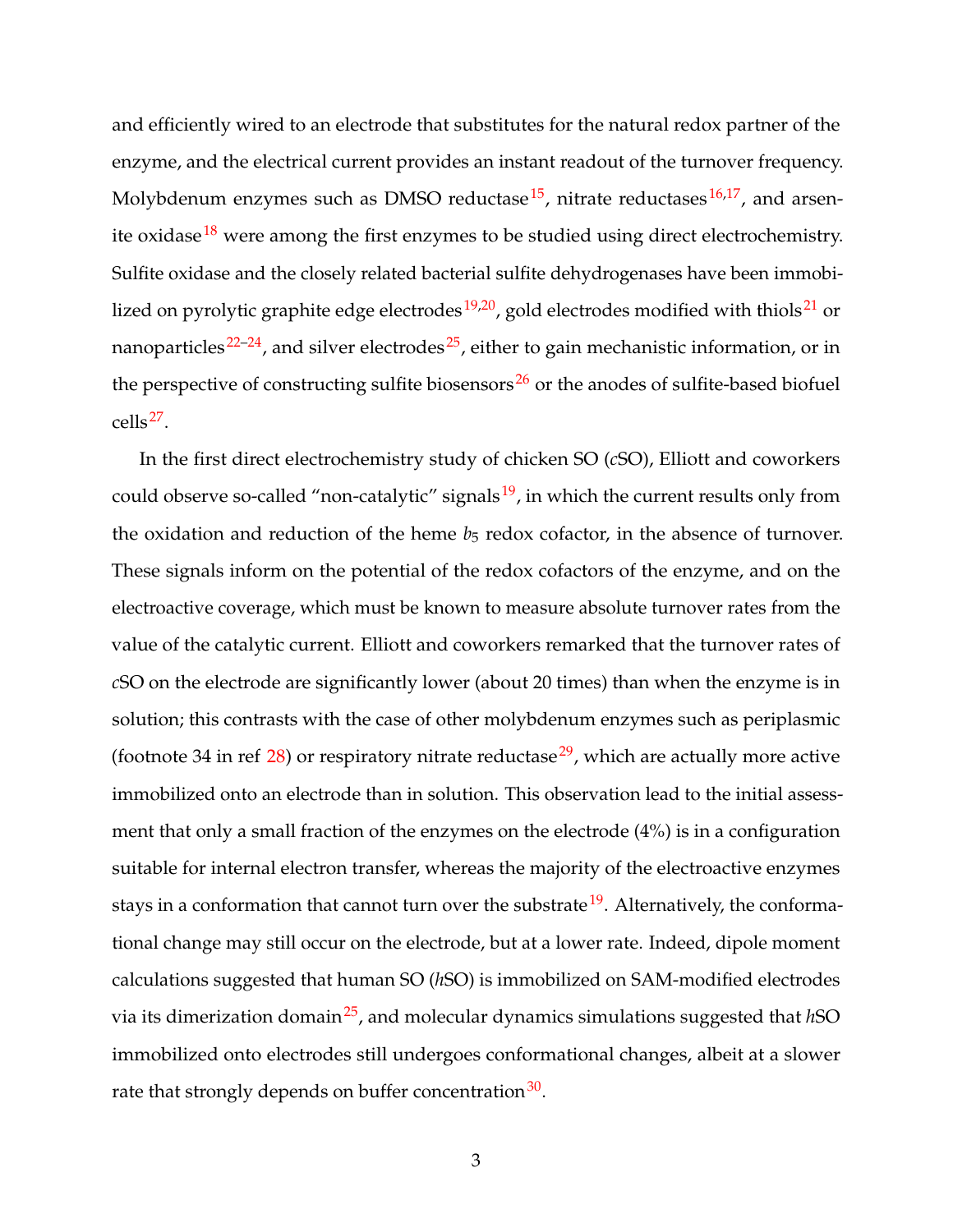and efficiently wired to an electrode that substitutes for the natural redox partner of the enzyme, and the electrical current provides an instant readout of the turnover frequency. Molybdenum enzymes such as DMSO reductase[15], nitrate reductases[16,17], and arsenite oxidase[18] were among the first enzymes to be studied using direct electrochemistry. Sulfite oxidase and the closely related bacterial sulfite dehydrogenases have been immobilized on pyrolytic graphite edge electrodes[19,20], gold electrodes modified with thiols[21] or nanoparticles[22–24], and silver electrodes[25], either to gain mechanistic information, or in the perspective of constructing sulfite biosensors[26] or the anodes of sulfite-based biofuel cells[27].

In the first direct electrochemistry study of chicken SO (*c*SO), Elliott and coworkers could observe so-called "non-catalytic" signals[19], in which the current results only from the oxidation and reduction of the heme $b_5$ redox cofactor, in the absence of turnover. These signals inform on the potential of the redox cofactors of the enzyme, and on the electroactive coverage, which must be known to measure absolute turnover rates from the value of the catalytic current. Elliott and coworkers remarked that the turnover rates of *c*SO on the electrode are significantly lower (about 20 times) than when the enzyme is in solution; this contrasts with the case of other molybdenum enzymes such as periplasmic (footnote 34 in ref 28) or respiratory nitrate reductase[29], which are actually more active immobilized onto an electrode than in solution. This observation lead to the initial assessment that only a small fraction of the enzymes on the electrode (4%) is in a configuration suitable for internal electron transfer, whereas the majority of the electroactive enzymes stays in a conformation that cannot turn over the substrate[19]. Alternatively, the conformational change may still occur on the electrode, but at a lower rate. Indeed, dipole moment calculations suggested that human SO (*h*SO) is immobilized on SAM-modified electrodes via its dimerization domain[25], and molecular dynamics simulations suggested that *h*SO immobilized onto electrodes still undergoes conformational changes, albeit at a slower rate that strongly depends on buffer concentration[30].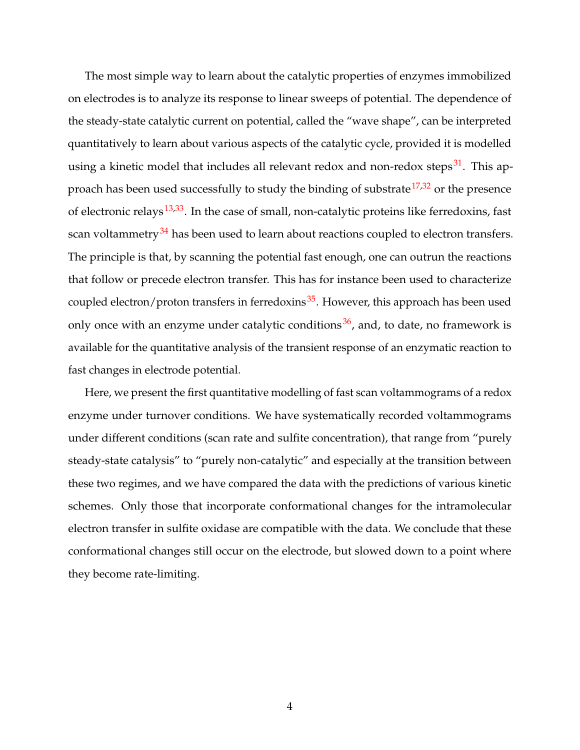The most simple way to learn about the catalytic properties of enzymes immobilized on electrodes is to analyze its response to linear sweeps of potential. The dependence of the steady-state catalytic current on potential, called the "wave shape", can be interpreted quantitatively to learn about various aspects of the catalytic cycle, provided it is modelled using a kinetic model that includes all relevant redox and non-redox steps[31]. This approach has been used successfully to study the binding of substrate[17,32] or the presence of electronic relays[13,33]. In the case of small, non-catalytic proteins like ferredoxins, fast scan voltammetry[34] has been used to learn about reactions coupled to electron transfers. The principle is that, by scanning the potential fast enough, one can outrun the reactions that follow or precede electron transfer. This has for instance been used to characterize coupled electron/proton transfers in ferredoxins[35]. However, this approach has been used only once with an enzyme under catalytic conditions[36], and, to date, no framework is available for the quantitative analysis of the transient response of an enzymatic reaction to fast changes in electrode potential.

Here, we present the first quantitative modelling of fast scan voltammograms of a redox enzyme under turnover conditions. We have systematically recorded voltammograms under different conditions (scan rate and sulfite concentration), that range from "purely steady-state catalysis" to "purely non-catalytic" and especially at the transition between these two regimes, and we have compared the data with the predictions of various kinetic schemes. Only those that incorporate conformational changes for the intramolecular electron transfer in sulfite oxidase are compatible with the data. We conclude that these conformational changes still occur on the electrode, but slowed down to a point where they become rate-limiting.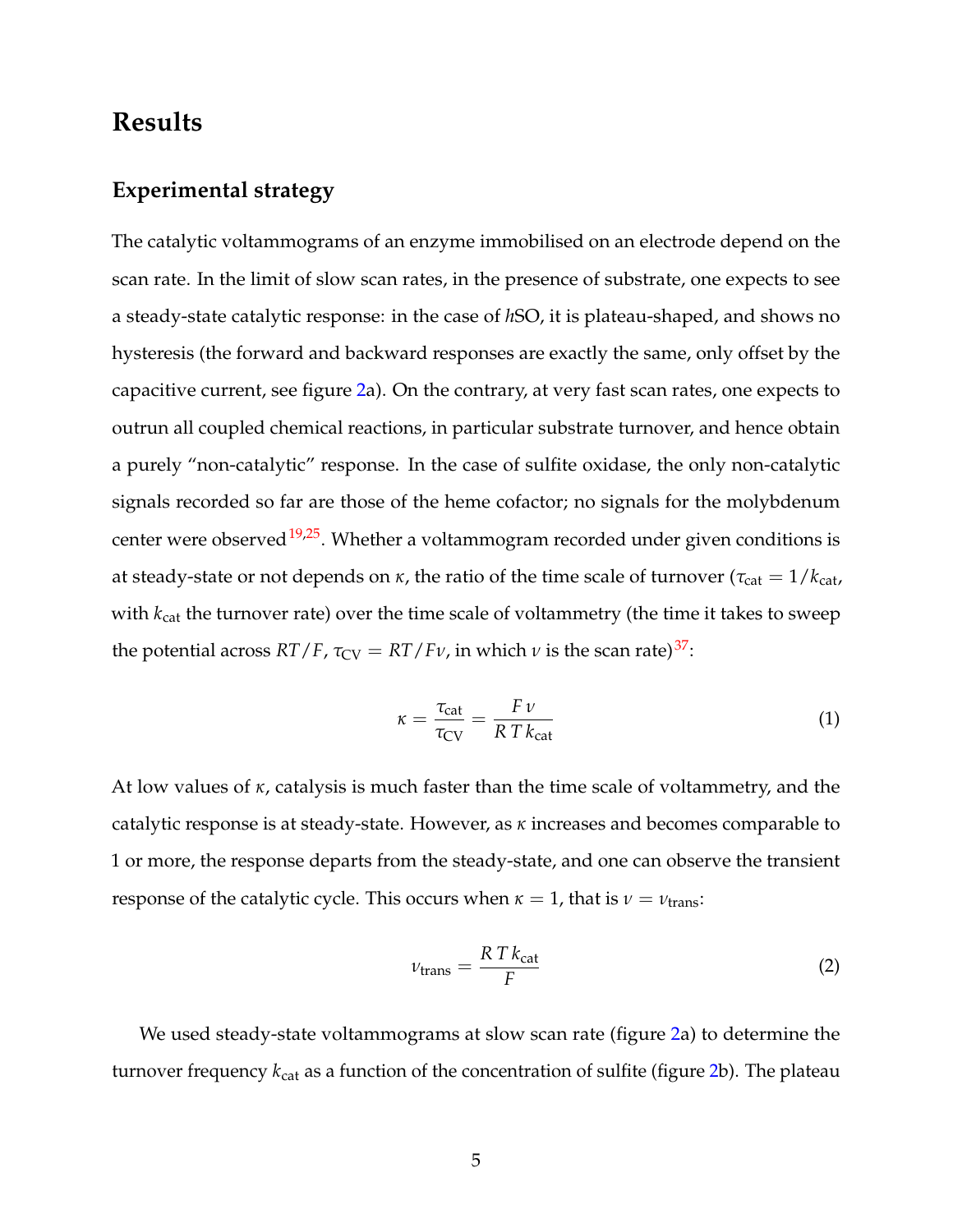# Results

## Experimental strategy

The catalytic voltammograms of an enzyme immobilised on an electrode depend on the scan rate. In the limit of slow scan rates, in the presence of substrate, one expects to see a steady-state catalytic response: in the case of *h*SO, it is plateau-shaped, and shows no hysteresis (the forward and backward responses are exactly the same, only offset by the capacitive current, see figure 2a). On the contrary, at very fast scan rates, one expects to outrun all coupled chemical reactions, in particular substrate turnover, and hence obtain a purely "non-catalytic" response. In the case of sulfite oxidase, the only non-catalytic signals recorded so far are those of the heme cofactor; no signals for the molybdenum center were observed[19,25]. Whether a voltammogram recorded under given conditions is at steady-state or not depends on $\kappa$, the ratio of the time scale of turnover ($\tau_{\text{cat}} = 1/k_{\text{cat}}$, with $k_{\text{cat}}$ the turnover rate) over the time scale of voltammetry (the time it takes to sweep the potential across $RT/F$, $\tau_{\text{CV}} = RT/F\nu$, in which $\nu$ is the scan rate)[37]:

$$\kappa = \frac{\tau_{\text{cat}}}{\tau_{\text{CV}}} = \frac{F\,\nu}{R\,T\,k_{\text{cat}}} \tag{1}$$

At low values of $\kappa$, catalysis is much faster than the time scale of voltammetry, and the catalytic response is at steady-state. However, as $\kappa$ increases and becomes comparable to 1 or more, the response departs from the steady-state, and one can observe the transient response of the catalytic cycle. This occurs when $\kappa = 1$, that is $\nu = \nu_{\text{trans}}$:

$$\nu_{\text{trans}} = \frac{R\,T\,k_{\text{cat}}}{F} \tag{2}$$

We used steady-state voltammograms at slow scan rate (figure 2a) to determine the turnover frequency $k_{\text{cat}}$ as a function of the concentration of sulfite (figure 2b). The plateau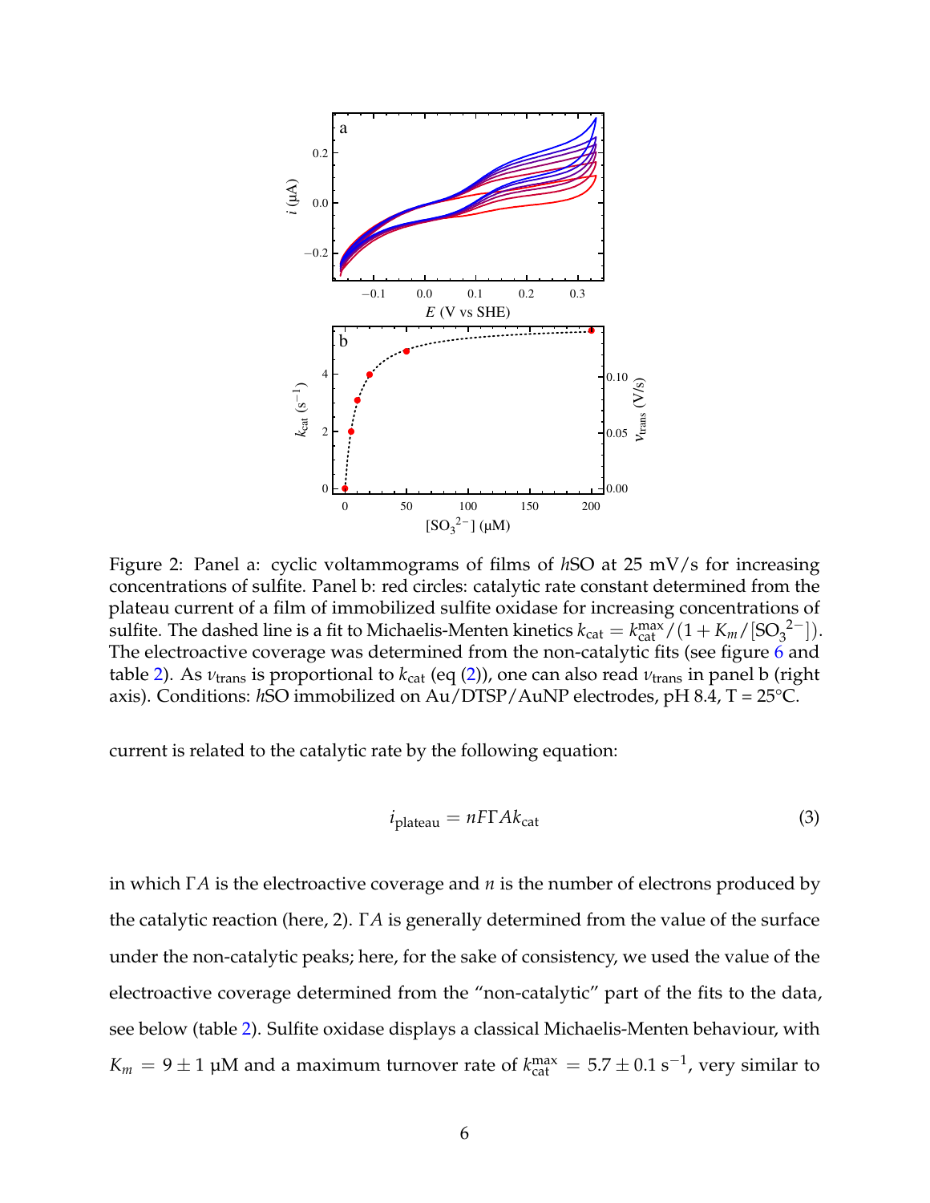Figure 2: Panel a: cyclic voltammograms of films of *h*SO at 25 mV/s for increasing concentrations of sulfite. Panel b: red circles: catalytic rate constant determined from the plateau current of a film of immobilized sulfite oxidase for increasing concentrations of sulfite. The dashed line is a fit to Michaelis-Menten kinetics $k_{\mathrm{cat}} = k_{\mathrm{cat}}^{\mathrm{max}} / (1 + K_m / [\mathrm{SO_3}^{2-}])$. The electroactive coverage was determined from the non-catalytic fits (see figure 6 and table 2). As $\nu_{\mathrm{trans}}$ is proportional to $k_{\mathrm{cat}}$ (eq (2)), one can also read $\nu_{\mathrm{trans}}$ in panel b (right axis). Conditions: *h*SO immobilized on Au/DTSP/AuNP electrodes, pH 8.4, T = 25°C.

current is related to the catalytic rate by the following equation:

$$i_{\mathrm{plateau}} = nF\Gamma A k_{\mathrm{cat}} \tag{3}$$

in which $\Gamma A$ is the electroactive coverage and $n$ is the number of electrons produced by the catalytic reaction (here, 2). $\Gamma A$ is generally determined from the value of the surface under the non-catalytic peaks; here, for the sake of consistency, we used the value of the electroactive coverage determined from the "non-catalytic" part of the fits to the data, see below (table 2). Sulfite oxidase displays a classical Michaelis-Menten behaviour, with $K_m = 9 \pm 1$ µM and a maximum turnover rate of $k_{\mathrm{cat}}^{\mathrm{max}} = 5.7 \pm 0.1\ \mathrm{s}^{-1}$, very similar to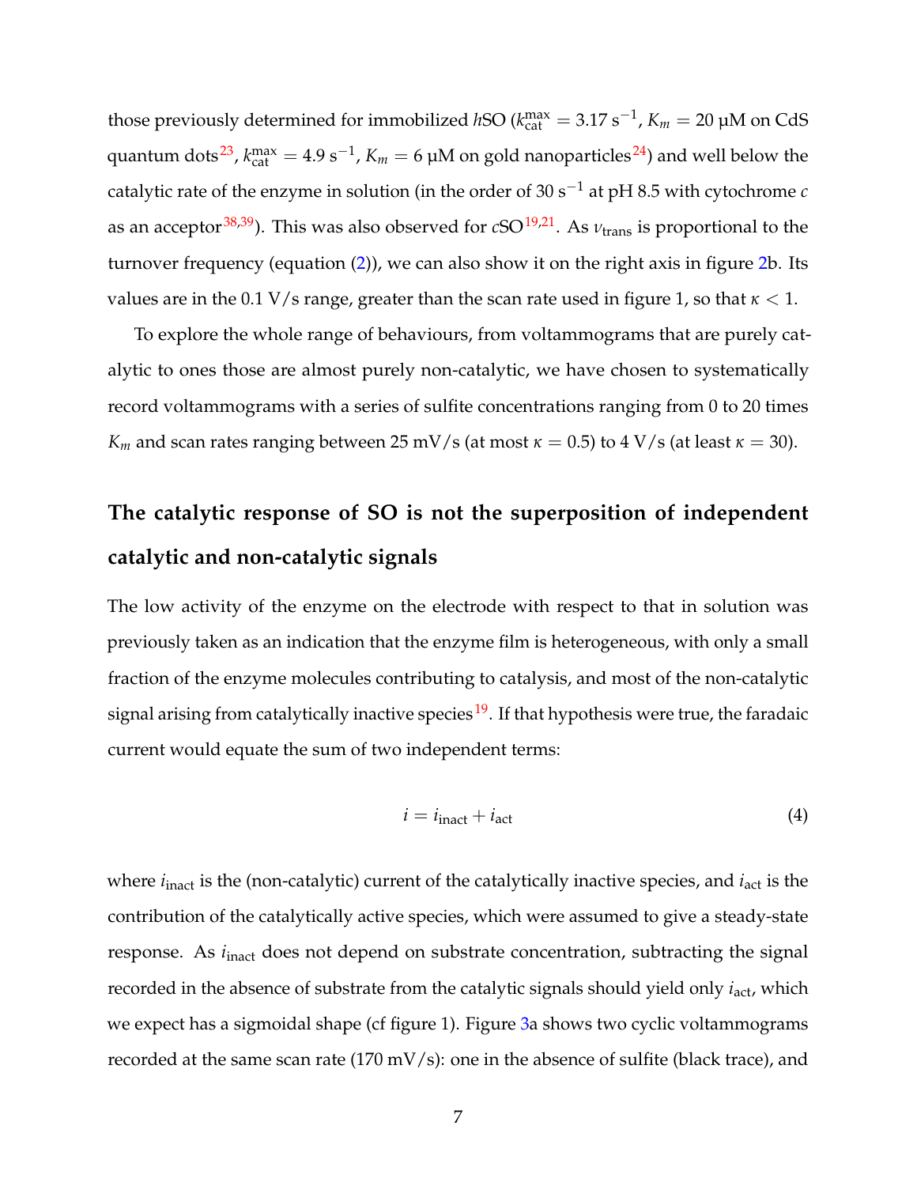those previously determined for immobilized *h*SO ($k_{\text{cat}}^{\text{max}} = 3.17\ \text{s}^{-1}$, $K_m = 20\ \mu\text{M}$ on CdS quantum dots[23], $k_{\text{cat}}^{\text{max}} = 4.9\ \text{s}^{-1}$, $K_m = 6\ \mu\text{M}$ on gold nanoparticles[24]) and well below the catalytic rate of the enzyme in solution (in the order of 30 $\text{s}^{-1}$ at pH 8.5 with cytochrome *c* as an acceptor[38,39]). This was also observed for *c*SO[19,21]. As $\nu_{\text{trans}}$ is proportional to the turnover frequency (equation (2)), we can also show it on the right axis in figure 2b. Its values are in the 0.1 V/s range, greater than the scan rate used in figure 1, so that $\kappa < 1$.

To explore the whole range of behaviours, from voltammograms that are purely catalytic to ones those are almost purely non-catalytic, we have chosen to systematically record voltammograms with a series of sulfite concentrations ranging from 0 to 20 times $K_m$ and scan rates ranging between 25 mV/s (at most $\kappa = 0.5$) to 4 V/s (at least $\kappa = 30$).

## The catalytic response of SO is not the superposition of independent catalytic and non-catalytic signals

The low activity of the enzyme on the electrode with respect to that in solution was previously taken as an indication that the enzyme film is heterogeneous, with only a small fraction of the enzyme molecules contributing to catalysis, and most of the non-catalytic signal arising from catalytically inactive species[19]. If that hypothesis were true, the faradaic current would equate the sum of two independent terms:

$$i = i_{\text{inact}} + i_{\text{act}} \tag{4}$$

where $i_{\text{inact}}$ is the (non-catalytic) current of the catalytically inactive species, and $i_{\text{act}}$ is the contribution of the catalytically active species, which were assumed to give a steady-state response. As $i_{\text{inact}}$ does not depend on substrate concentration, subtracting the signal recorded in the absence of substrate from the catalytic signals should yield only $i_{\text{act}}$, which we expect has a sigmoidal shape (cf figure 1). Figure 3a shows two cyclic voltammograms recorded at the same scan rate (170 mV/s): one in the absence of sulfite (black trace), and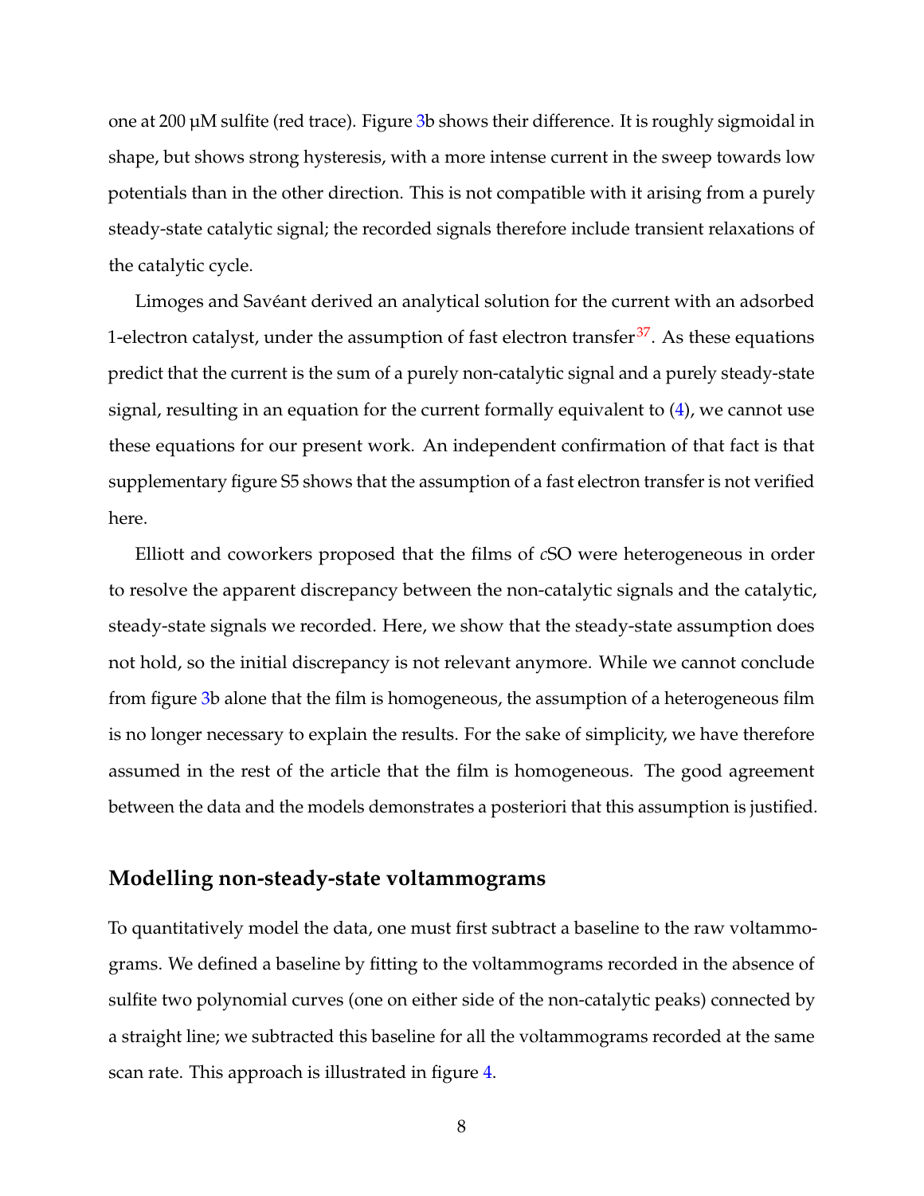one at 200 µM sulfite (red trace). Figure 3b shows their difference. It is roughly sigmoidal in shape, but shows strong hysteresis, with a more intense current in the sweep towards low potentials than in the other direction. This is not compatible with it arising from a purely steady-state catalytic signal; the recorded signals therefore include transient relaxations of the catalytic cycle.

Limoges and Savéant derived an analytical solution for the current with an adsorbed 1-electron catalyst, under the assumption of fast electron transfer[37]. As these equations predict that the current is the sum of a purely non-catalytic signal and a purely steady-state signal, resulting in an equation for the current formally equivalent to (4), we cannot use these equations for our present work. An independent confirmation of that fact is that supplementary figure S5 shows that the assumption of a fast electron transfer is not verified here.

Elliott and coworkers proposed that the films of *c*SO were heterogeneous in order to resolve the apparent discrepancy between the non-catalytic signals and the catalytic, steady-state signals we recorded. Here, we show that the steady-state assumption does not hold, so the initial discrepancy is not relevant anymore. While we cannot conclude from figure 3b alone that the film is homogeneous, the assumption of a heterogeneous film is no longer necessary to explain the results. For the sake of simplicity, we have therefore assumed in the rest of the article that the film is homogeneous. The good agreement between the data and the models demonstrates a posteriori that this assumption is justified.

## Modelling non-steady-state voltammograms

To quantitatively model the data, one must first subtract a baseline to the raw voltammograms. We defined a baseline by fitting to the voltammograms recorded in the absence of sulfite two polynomial curves (one on either side of the non-catalytic peaks) connected by a straight line; we subtracted this baseline for all the voltammograms recorded at the same scan rate. This approach is illustrated in figure 4.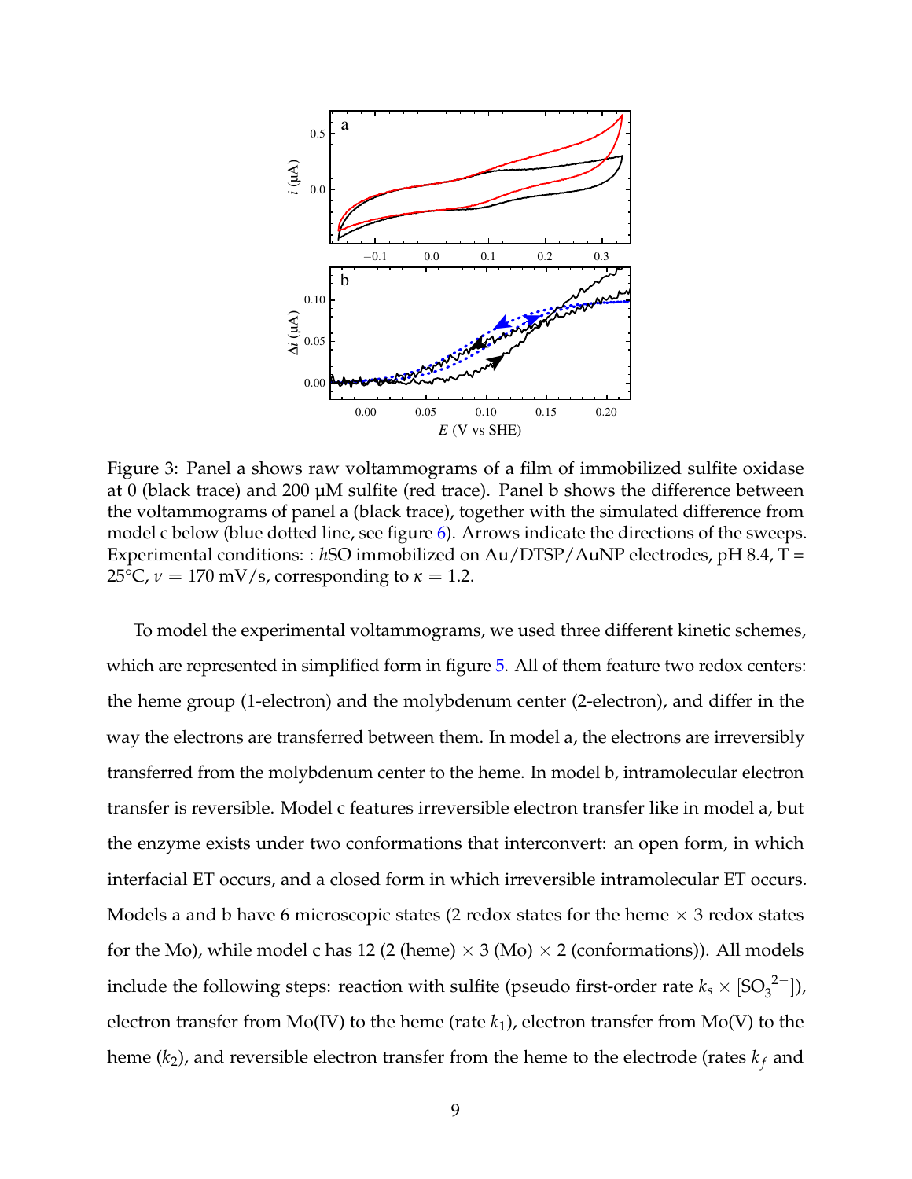Figure 3: Panel a shows raw voltammograms of a film of immobilized sulfite oxidase at 0 (black trace) and 200 µM sulfite (red trace). Panel b shows the difference between the voltammograms of panel a (black trace), together with the simulated difference from model c below (blue dotted line, see figure 6). Arrows indicate the directions of the sweeps. Experimental conditions: : *h*SO immobilized on Au/DTSP/AuNP electrodes, pH 8.4, T = 25°C, $\nu = 170$ mV/s, corresponding to $\kappa = 1.2$.

To model the experimental voltammograms, we used three different kinetic schemes, which are represented in simplified form in figure 5. All of them feature two redox centers: the heme group (1-electron) and the molybdenum center (2-electron), and differ in the way the electrons are transferred between them. In model a, the electrons are irreversibly transferred from the molybdenum center to the heme. In model b, intramolecular electron transfer is reversible. Model c features irreversible electron transfer like in model a, but the enzyme exists under two conformations that interconvert: an open form, in which interfacial ET occurs, and a closed form in which irreversible intramolecular ET occurs. Models a and b have 6 microscopic states (2 redox states for the heme × 3 redox states for the Mo), while model c has 12 (2 (heme) × 3 (Mo) × 2 (conformations)). All models include the following steps: reaction with sulfite (pseudo first-order rate $k_s \times [SO_3^{2-}]$), electron transfer from Mo(IV) to the heme (rate $k_1$), electron transfer from Mo(V) to the heme ($k_2$), and reversible electron transfer from the heme to the electrode (rates $k_f$ and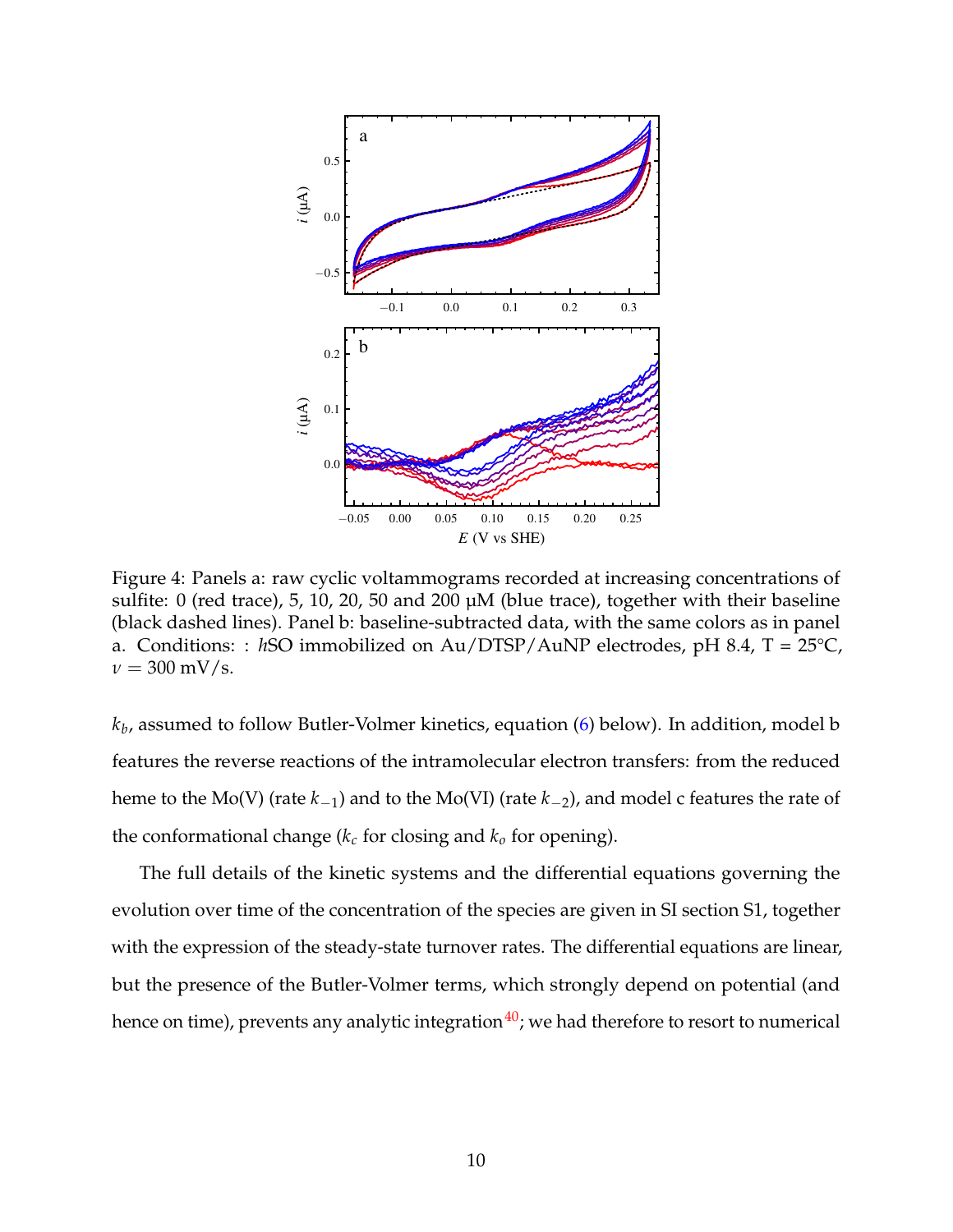Figure 4: Panels a: raw cyclic voltammograms recorded at increasing concentrations of sulfite: 0 (red trace), 5, 10, 20, 50 and 200 µM (blue trace), together with their baseline (black dashed lines). Panel b: baseline-subtracted data, with the same colors as in panel a. Conditions: : *h*SO immobilized on Au/DTSP/AuNP electrodes, pH 8.4, T = 25°C, $\nu = 300$ mV/s.

$k_b$, assumed to follow Butler-Volmer kinetics, equation (6) below). In addition, model b features the reverse reactions of the intramolecular electron transfers: from the reduced heme to the Mo(V) (rate $k_{-1}$) and to the Mo(VI) (rate $k_{-2}$), and model c features the rate of the conformational change ($k_c$ for closing and $k_o$ for opening).

The full details of the kinetic systems and the differential equations governing the evolution over time of the concentration of the species are given in SI section S1, together with the expression of the steady-state turnover rates. The differential equations are linear, but the presence of the Butler-Volmer terms, which strongly depend on potential (and hence on time), prevents any analytic integration[40]; we had therefore to resort to numerical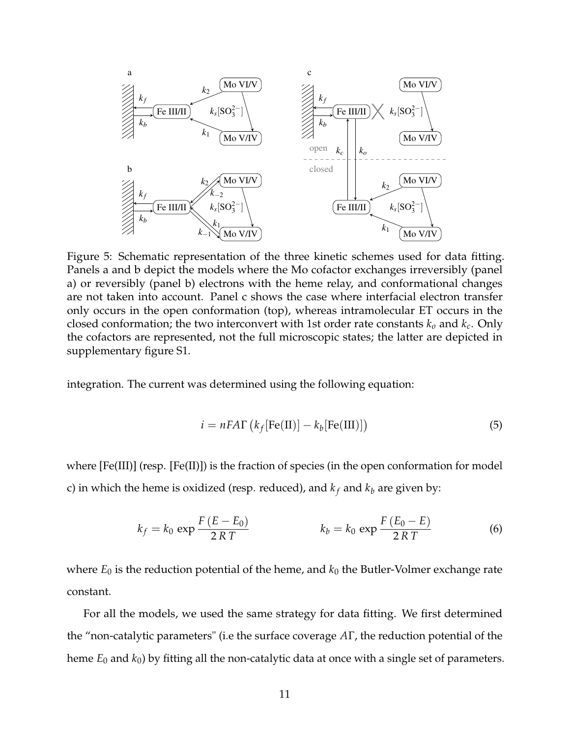Figure 5: Schematic representation of the three kinetic schemes used for data fitting. Panels a and b depict the models where the Mo cofactor exchanges irreversibly (panel a) or reversibly (panel b) electrons with the heme relay, and conformational changes are not taken into account. Panel c shows the case where interfacial electron transfer only occurs in the open conformation (top), whereas intramolecular ET occurs in the closed conformation; the two interconvert with 1st order rate constants $k_o$ and $k_c$. Only the cofactors are represented, not the full microscopic states; the latter are depicted in supplementary figure S1.

integration. The current was determined using the following equation:

$$i = nFA\Gamma \left(k_f[\text{Fe(II)}] - k_b[\text{Fe(III)}]\right) \tag{5}$$

where [Fe(III)] (resp. [Fe(II)]) is the fraction of species (in the open conformation for model c) in which the heme is oxidized (resp. reduced), and $k_f$ and $k_b$ are given by:

$$k_f = k_0 \exp \frac{F\,(E - E_0)}{2\,R\,T} \qquad\qquad k_b = k_0 \exp \frac{F\,(E_0 - E)}{2\,R\,T} \tag{6}$$

where $E_0$ is the reduction potential of the heme, and $k_0$ the Butler-Volmer exchange rate constant.

For all the models, we used the same strategy for data fitting. We first determined the "non-catalytic parameters" (i.e the surface coverage $A\Gamma$, the reduction potential of the heme $E_0$ and $k_0$) by fitting all the non-catalytic data at once with a single set of parameters.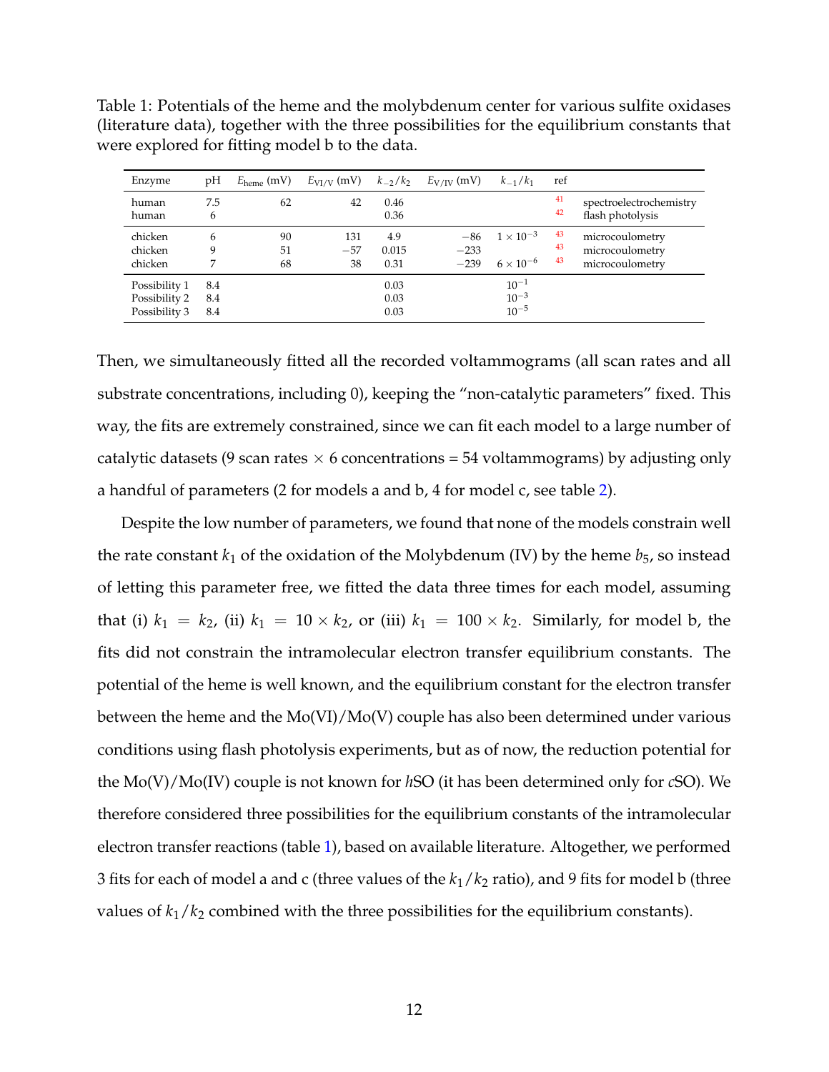Table 1: Potentials of the heme and the molybdenum center for various sulfite oxidases (literature data), together with the three possibilities for the equilibrium constants that were explored for fitting model b to the data.

| Enzyme | pH | $E_{\mathrm{heme}}$ (mV) | $E_{\mathrm{VI/V}}$ (mV) | $k_{-2}/k_2$ | $E_{\mathrm{V/IV}}$ (mV) | $k_{-1}/k_1$ | ref | |
|---|---|---|---|---|---|---|---|---|
| human | 7.5 | 62 | 42 | 0.46 | | | 41 | spectroelectrochemistry |
| human | 6 | | | 0.36 | | | 42 | flash photolysis |
| chicken | 6 | 90 | 131 | 4.9 | −86 | $1 \times 10^{-3}$ | 43 | microcoulometry |
| chicken | 9 | 51 | −57 | 0.015 | −233 | | 43 | microcoulometry |
| chicken | 7 | 68 | 38 | 0.31 | −239 | $6 \times 10^{-6}$ | 43 | microcoulometry |
| Possibility 1 | 8.4 | | | 0.03 | | $10^{-1}$ | | |
| Possibility 2 | 8.4 | | | 0.03 | | $10^{-3}$ | | |
| Possibility 3 | 8.4 | | | 0.03 | | $10^{-5}$ | | |

Then, we simultaneously fitted all the recorded voltammograms (all scan rates and all substrate concentrations, including 0), keeping the "non-catalytic parameters" fixed. This way, the fits are extremely constrained, since we can fit each model to a large number of catalytic datasets (9 scan rates × 6 concentrations = 54 voltammograms) by adjusting only a handful of parameters (2 for models a and b, 4 for model c, see table 2).

Despite the low number of parameters, we found that none of the models constrain well the rate constant $k_1$ of the oxidation of the Molybdenum (IV) by the heme $b_5$, so instead of letting this parameter free, we fitted the data three times for each model, assuming that (i) $k_1 = k_2$, (ii) $k_1 = 10 \times k_2$, or (iii) $k_1 = 100 \times k_2$. Similarly, for model b, the fits did not constrain the intramolecular electron transfer equilibrium constants. The potential of the heme is well known, and the equilibrium constant for the electron transfer between the heme and the Mo(VI)/Mo(V) couple has also been determined under various conditions using flash photolysis experiments, but as of now, the reduction potential for the Mo(V)/Mo(IV) couple is not known for *h*SO (it has been determined only for *c*SO). We therefore considered three possibilities for the equilibrium constants of the intramolecular electron transfer reactions (table 1), based on available literature. Altogether, we performed 3 fits for each of model a and c (three values of the $k_1/k_2$ ratio), and 9 fits for model b (three values of $k_1/k_2$ combined with the three possibilities for the equilibrium constants).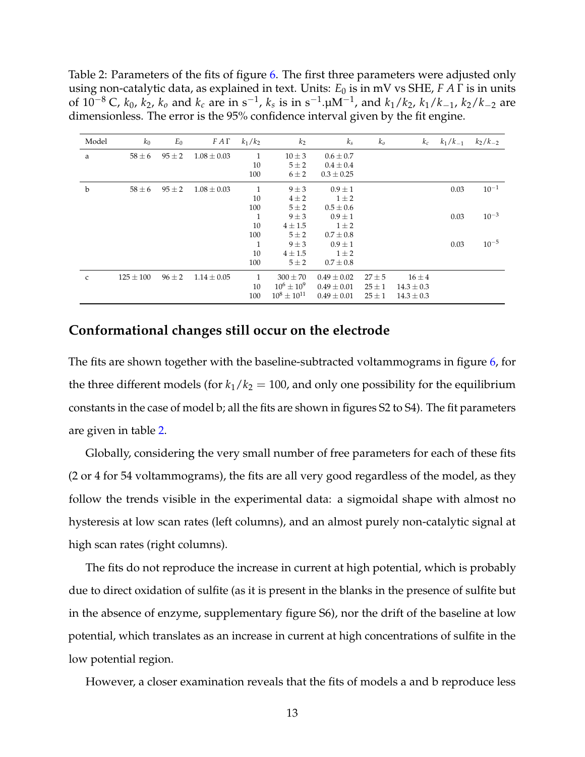Table 2: Parameters of the fits of figure 6. The first three parameters were adjusted only using non-catalytic data, as explained in text. Units: $E_0$ is in mV vs SHE, $F\,A\,\Gamma$ is in units of $10^{-8}$ C, $k_0$, $k_2$, $k_o$ and $k_c$ are in $s^{-1}$, $k_s$ is in $s^{-1}.\mu M^{-1}$, and $k_1/k_2$, $k_1/k_{-1}$, $k_2/k_{-2}$ are dimensionless. The error is the 95% confidence interval given by the fit engine.

| Model | $k_0$ | $E_0$ | $F\,A\,\Gamma$ | $k_1/k_2$ | $k_2$ | $k_s$ | $k_o$ | $k_c$ | $k_1/k_{-1}$ | $k_2/k_{-2}$ |
|---|---|---|---|---|---|---|---|---|---|---|
| a | $58 \pm 6$ | $95 \pm 2$ | $1.08 \pm 0.03$ | 1 | $10 \pm 3$ | $0.6 \pm 0.7$ | | | | |
| | | | | 10 | $5 \pm 2$ | $0.4 \pm 0.4$ | | | | |
| | | | | 100 | $6 \pm 2$ | $0.3 \pm 0.25$ | | | | |
| b | $58 \pm 6$ | $95 \pm 2$ | $1.08 \pm 0.03$ | 1 | $9 \pm 3$ | $0.9 \pm 1$ | | | 0.03 | $10^{-1}$ |
| | | | | 10 | $4 \pm 2$ | $1 \pm 2$ | | | | |
| | | | | 100 | $5 \pm 2$ | $0.5 \pm 0.6$ | | | | |
| | | | | 1 | $9 \pm 3$ | $0.9 \pm 1$ | | | 0.03 | $10^{-3}$ |
| | | | | 10 | $4 \pm 1.5$ | $1 \pm 2$ | | | | |
| | | | | 100 | $5 \pm 2$ | $0.7 \pm 0.8$ | | | | |
| | | | | 1 | $9 \pm 3$ | $0.9 \pm 1$ | | | 0.03 | $10^{-5}$ |
| | | | | 10 | $4 \pm 1.5$ | $1 \pm 2$ | | | | |
| | | | | 100 | $5 \pm 2$ | $0.7 \pm 0.8$ | | | | |
| c | $125 \pm 100$ | $96 \pm 2$ | $1.14 \pm 0.05$ | 1 | $300 \pm 70$ | $0.49 \pm 0.02$ | $27 \pm 5$ | $16 \pm 4$ | | |
| | | | | 10 | $10^6 \pm 10^9$ | $0.49 \pm 0.01$ | $25 \pm 1$ | $14.3 \pm 0.3$ | | |
| | | | | 100 | $10^8 \pm 10^{11}$ | $0.49 \pm 0.01$ | $25 \pm 1$ | $14.3 \pm 0.3$ | | |

## Conformational changes still occur on the electrode

The fits are shown together with the baseline-subtracted voltammograms in figure 6, for the three different models (for $k_1/k_2 = 100$, and only one possibility for the equilibrium constants in the case of model b; all the fits are shown in figures S2 to S4). The fit parameters are given in table 2.

Globally, considering the very small number of free parameters for each of these fits (2 or 4 for 54 voltammograms), the fits are all very good regardless of the model, as they follow the trends visible in the experimental data: a sigmoidal shape with almost no hysteresis at low scan rates (left columns), and an almost purely non-catalytic signal at high scan rates (right columns).

The fits do not reproduce the increase in current at high potential, which is probably due to direct oxidation of sulfite (as it is present in the blanks in the presence of sulfite but in the absence of enzyme, supplementary figure S6), nor the drift of the baseline at low potential, which translates as an increase in current at high concentrations of sulfite in the low potential region.

However, a closer examination reveals that the fits of models a and b reproduce less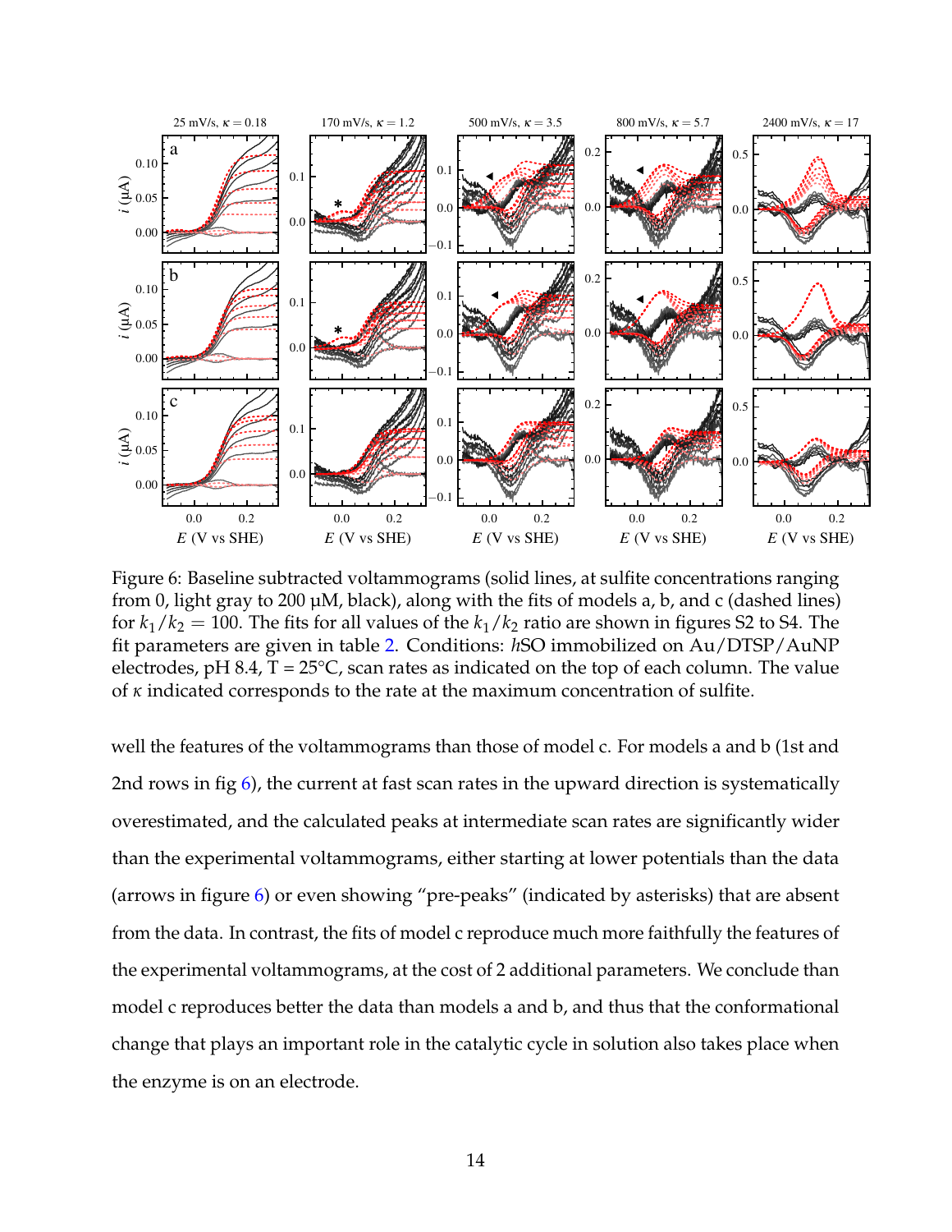Figure 6: Baseline subtracted voltammograms (solid lines, at sulfite concentrations ranging from 0, light gray to 200 µM, black), along with the fits of models a, b, and c (dashed lines) for $k_1/k_2 = 100$. The fits for all values of the $k_1/k_2$ ratio are shown in figures S2 to S4. The fit parameters are given in table 2. Conditions: *h*SO immobilized on Au/DTSP/AuNP electrodes, pH 8.4, T = 25°C, scan rates as indicated on the top of each column. The value of $\kappa$ indicated corresponds to the rate at the maximum concentration of sulfite.

well the features of the voltammograms than those of model c. For models a and b (1st and 2nd rows in fig 6), the current at fast scan rates in the upward direction is systematically overestimated, and the calculated peaks at intermediate scan rates are significantly wider than the experimental voltammograms, either starting at lower potentials than the data (arrows in figure 6) or even showing "pre-peaks" (indicated by asterisks) that are absent from the data. In contrast, the fits of model c reproduce much more faithfully the features of the experimental voltammograms, at the cost of 2 additional parameters. We conclude than model c reproduces better the data than models a and b, and thus that the conformational change that plays an important role in the catalytic cycle in solution also takes place when the enzyme is on an electrode.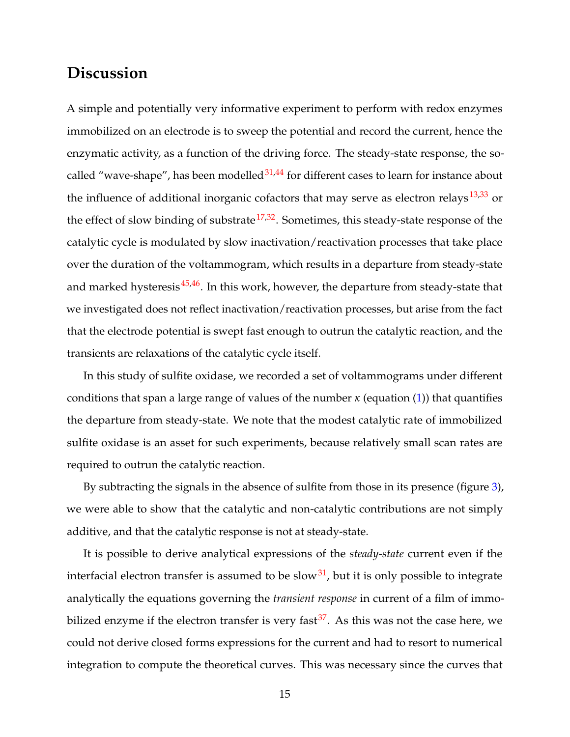## Discussion

A simple and potentially very informative experiment to perform with redox enzymes immobilized on an electrode is to sweep the potential and record the current, hence the enzymatic activity, as a function of the driving force. The steady-state response, the so-called "wave-shape", has been modelled[31,44] for different cases to learn for instance about the influence of additional inorganic cofactors that may serve as electron relays[13,33] or the effect of slow binding of substrate[17,32]. Sometimes, this steady-state response of the catalytic cycle is modulated by slow inactivation/reactivation processes that take place over the duration of the voltammogram, which results in a departure from steady-state and marked hysteresis[45,46]. In this work, however, the departure from steady-state that we investigated does not reflect inactivation/reactivation processes, but arise from the fact that the electrode potential is swept fast enough to outrun the catalytic reaction, and the transients are relaxations of the catalytic cycle itself.

In this study of sulfite oxidase, we recorded a set of voltammograms under different conditions that span a large range of values of the number $\kappa$ (equation (1)) that quantifies the departure from steady-state. We note that the modest catalytic rate of immobilized sulfite oxidase is an asset for such experiments, because relatively small scan rates are required to outrun the catalytic reaction.

By subtracting the signals in the absence of sulfite from those in its presence (figure 3), we were able to show that the catalytic and non-catalytic contributions are not simply additive, and that the catalytic response is not at steady-state.

It is possible to derive analytical expressions of the *steady-state* current even if the interfacial electron transfer is assumed to be slow[31], but it is only possible to integrate analytically the equations governing the *transient response* in current of a film of immobilized enzyme if the electron transfer is very fast[37]. As this was not the case here, we could not derive closed forms expressions for the current and had to resort to numerical integration to compute the theoretical curves. This was necessary since the curves that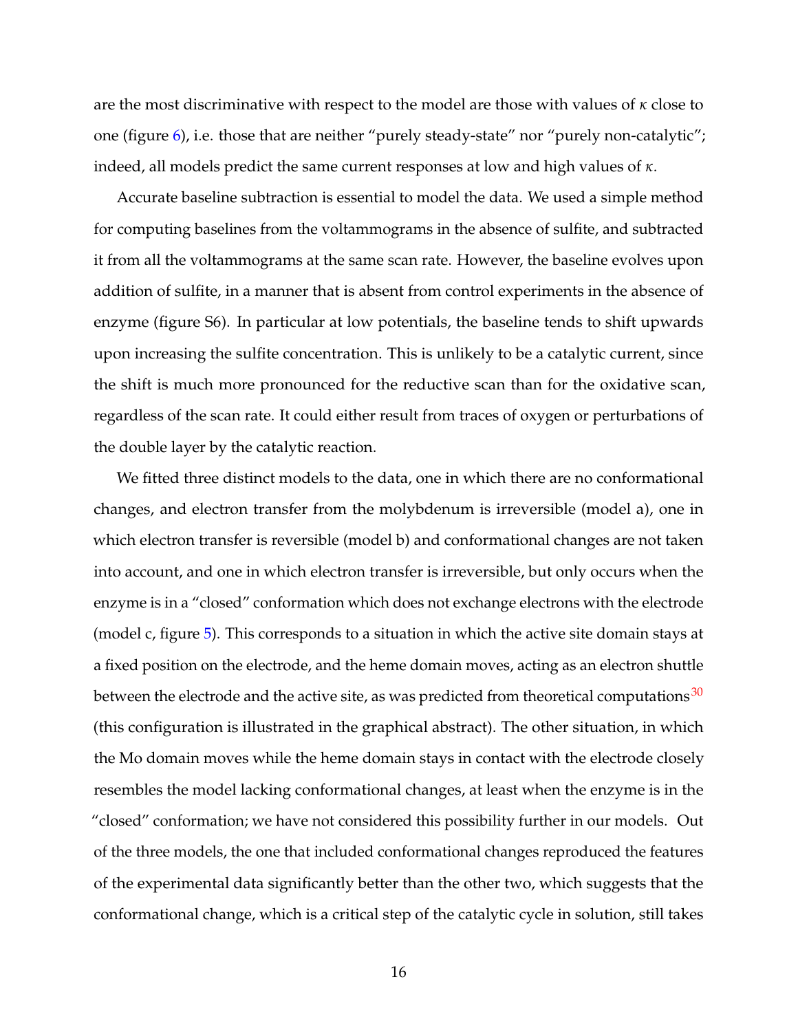are the most discriminative with respect to the model are those with values of $\kappa$ close to one (figure 6), i.e. those that are neither "purely steady-state" nor "purely non-catalytic"; indeed, all models predict the same current responses at low and high values of $\kappa$.

Accurate baseline subtraction is essential to model the data. We used a simple method for computing baselines from the voltammograms in the absence of sulfite, and subtracted it from all the voltammograms at the same scan rate. However, the baseline evolves upon addition of sulfite, in a manner that is absent from control experiments in the absence of enzyme (figure S6). In particular at low potentials, the baseline tends to shift upwards upon increasing the sulfite concentration. This is unlikely to be a catalytic current, since the shift is much more pronounced for the reductive scan than for the oxidative scan, regardless of the scan rate. It could either result from traces of oxygen or perturbations of the double layer by the catalytic reaction.

We fitted three distinct models to the data, one in which there are no conformational changes, and electron transfer from the molybdenum is irreversible (model a), one in which electron transfer is reversible (model b) and conformational changes are not taken into account, and one in which electron transfer is irreversible, but only occurs when the enzyme is in a "closed" conformation which does not exchange electrons with the electrode (model c, figure 5). This corresponds to a situation in which the active site domain stays at a fixed position on the electrode, and the heme domain moves, acting as an electron shuttle between the electrode and the active site, as was predicted from theoretical computations[30] (this configuration is illustrated in the graphical abstract). The other situation, in which the Mo domain moves while the heme domain stays in contact with the electrode closely resembles the model lacking conformational changes, at least when the enzyme is in the "closed" conformation; we have not considered this possibility further in our models. Out of the three models, the one that included conformational changes reproduced the features of the experimental data significantly better than the other two, which suggests that the conformational change, which is a critical step of the catalytic cycle in solution, still takes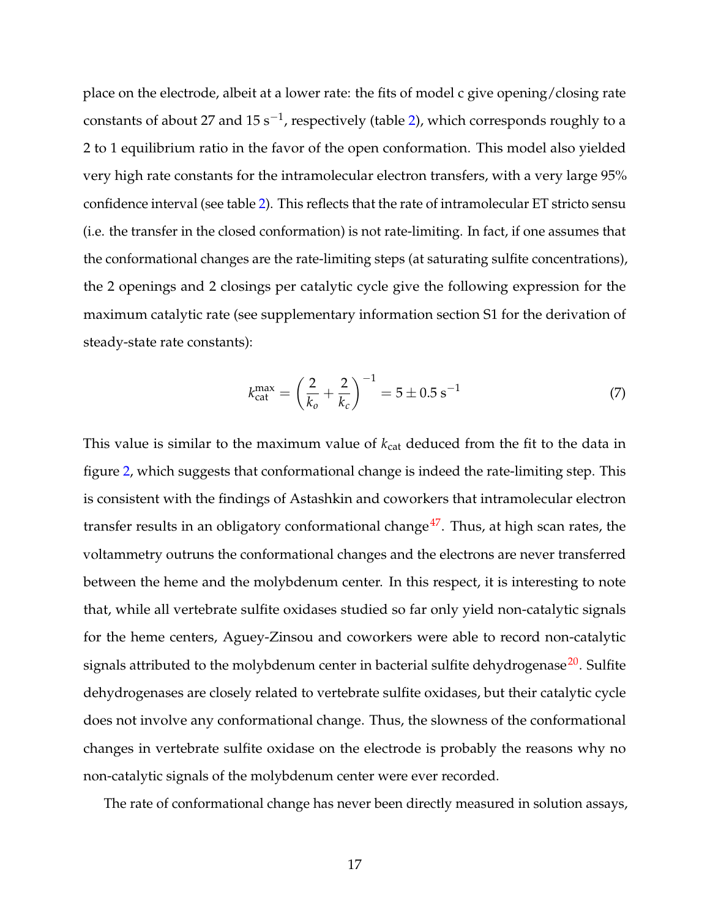place on the electrode, albeit at a lower rate: the fits of model c give opening/closing rate constants of about 27 and 15 $s^{-1}$, respectively (table 2), which corresponds roughly to a 2 to 1 equilibrium ratio in the favor of the open conformation. This model also yielded very high rate constants for the intramolecular electron transfers, with a very large 95% confidence interval (see table 2). This reflects that the rate of intramolecular ET stricto sensu (i.e. the transfer in the closed conformation) is not rate-limiting. In fact, if one assumes that the conformational changes are the rate-limiting steps (at saturating sulfite concentrations), the 2 openings and 2 closings per catalytic cycle give the following expression for the maximum catalytic rate (see supplementary information section S1 for the derivation of steady-state rate constants):

$$k_{\mathrm{cat}}^{\mathrm{max}} = \left(\frac{2}{k_o} + \frac{2}{k_c}\right)^{-1} = 5 \pm 0.5\ \mathrm{s}^{-1} \tag{7}$$

This value is similar to the maximum value of $k_{\mathrm{cat}}$ deduced from the fit to the data in figure 2, which suggests that conformational change is indeed the rate-limiting step. This is consistent with the findings of Astashkin and coworkers that intramolecular electron transfer results in an obligatory conformational change[47]. Thus, at high scan rates, the voltammetry outruns the conformational changes and the electrons are never transferred between the heme and the molybdenum center. In this respect, it is interesting to note that, while all vertebrate sulfite oxidases studied so far only yield non-catalytic signals for the heme centers, Aguey-Zinsou and coworkers were able to record non-catalytic signals attributed to the molybdenum center in bacterial sulfite dehydrogenase[20]. Sulfite dehydrogenases are closely related to vertebrate sulfite oxidases, but their catalytic cycle does not involve any conformational change. Thus, the slowness of the conformational changes in vertebrate sulfite oxidase on the electrode is probably the reasons why no non-catalytic signals of the molybdenum center were ever recorded.

The rate of conformational change has never been directly measured in solution assays,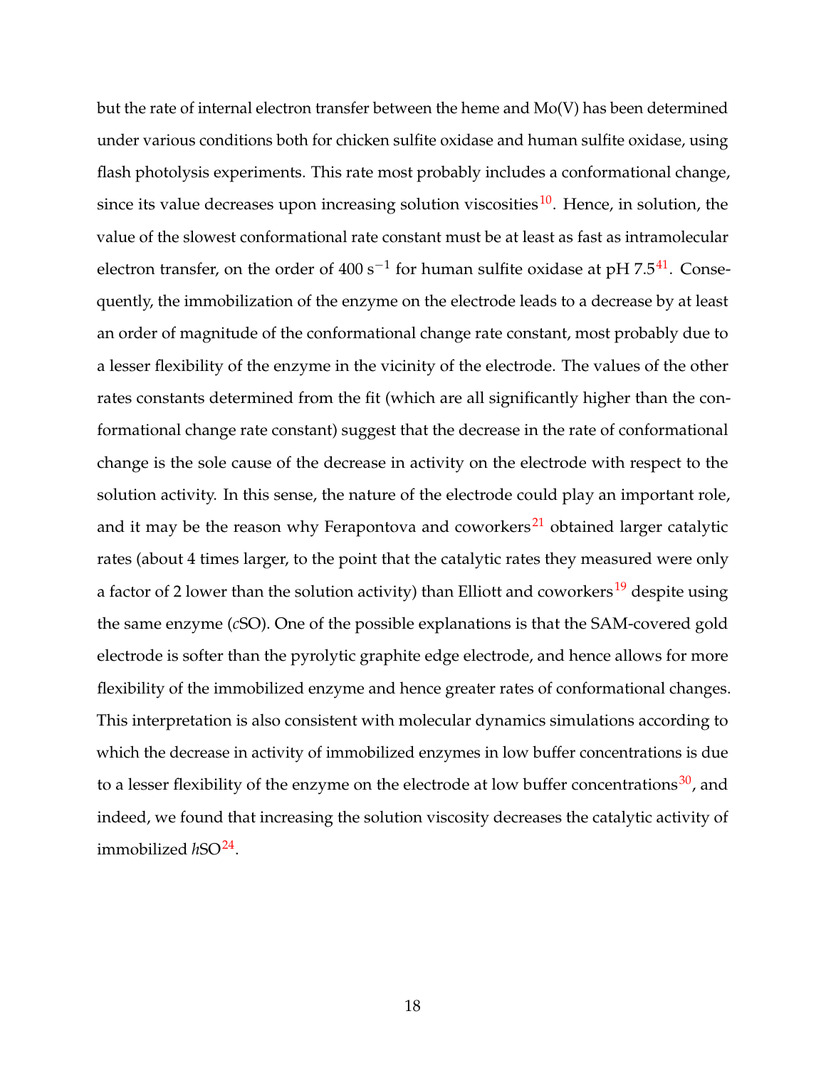but the rate of internal electron transfer between the heme and Mo(V) has been determined under various conditions both for chicken sulfite oxidase and human sulfite oxidase, using flash photolysis experiments. This rate most probably includes a conformational change, since its value decreases upon increasing solution viscosities[10]. Hence, in solution, the value of the slowest conformational rate constant must be at least as fast as intramolecular electron transfer, on the order of 400 $s^{-1}$ for human sulfite oxidase at pH 7.5[41]. Consequently, the immobilization of the enzyme on the electrode leads to a decrease by at least an order of magnitude of the conformational change rate constant, most probably due to a lesser flexibility of the enzyme in the vicinity of the electrode. The values of the other rates constants determined from the fit (which are all significantly higher than the conformational change rate constant) suggest that the decrease in the rate of conformational change is the sole cause of the decrease in activity on the electrode with respect to the solution activity. In this sense, the nature of the electrode could play an important role, and it may be the reason why Ferapontova and coworkers[21] obtained larger catalytic rates (about 4 times larger, to the point that the catalytic rates they measured were only a factor of 2 lower than the solution activity) than Elliott and coworkers[19] despite using the same enzyme (*c*SO). One of the possible explanations is that the SAM-covered gold electrode is softer than the pyrolytic graphite edge electrode, and hence allows for more flexibility of the immobilized enzyme and hence greater rates of conformational changes. This interpretation is also consistent with molecular dynamics simulations according to which the decrease in activity of immobilized enzymes in low buffer concentrations is due to a lesser flexibility of the enzyme on the electrode at low buffer concentrations[30], and indeed, we found that increasing the solution viscosity decreases the catalytic activity of immobilized *h*SO[24].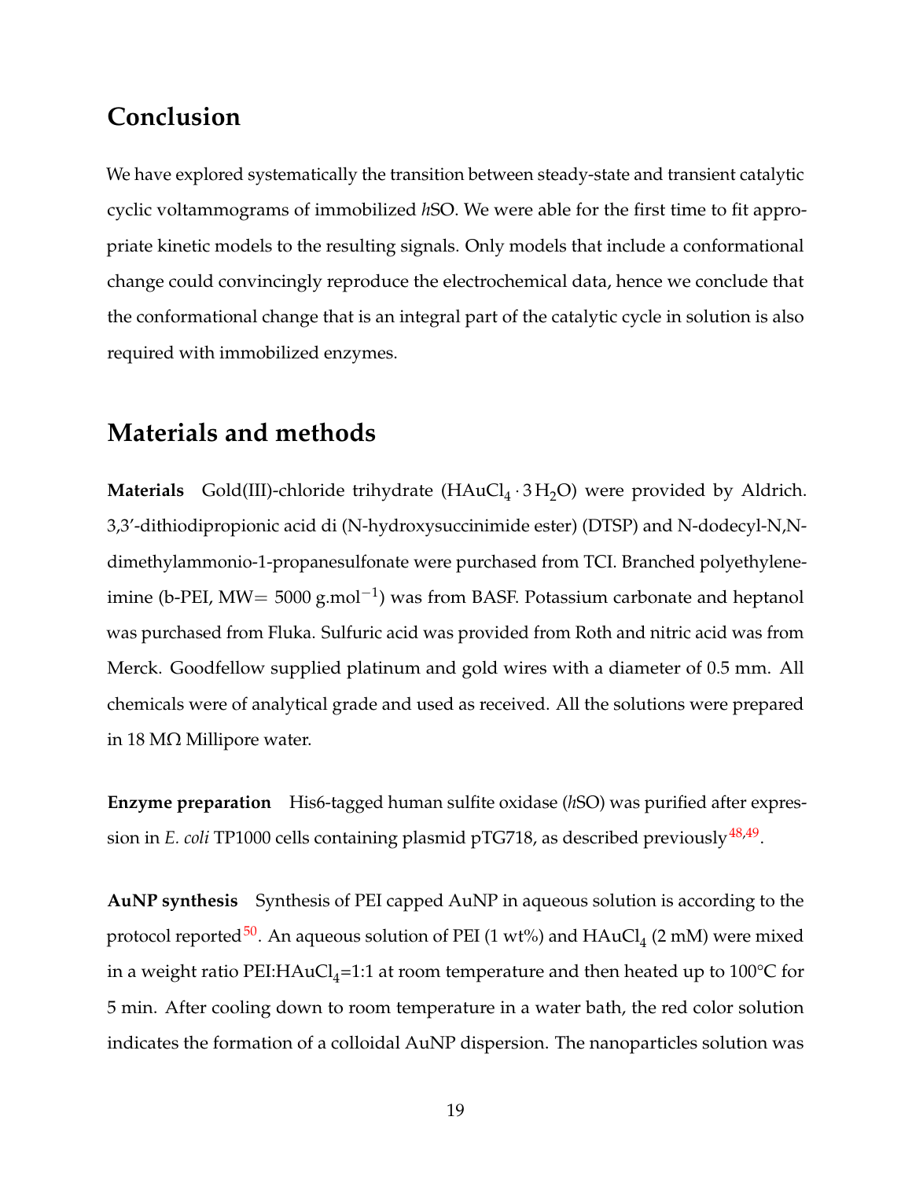## Conclusion

We have explored systematically the transition between steady-state and transient catalytic cyclic voltammograms of immobilized *h*SO. We were able for the first time to fit appropriate kinetic models to the resulting signals. Only models that include a conformational change could convincingly reproduce the electrochemical data, hence we conclude that the conformational change that is an integral part of the catalytic cycle in solution is also required with immobilized enzymes.

## Materials and methods

**Materials** Gold(III)-chloride trihydrate ($HAuCl_4 \cdot 3\,H_2O$) were provided by Aldrich. 3,3'-dithiodipropionic acid di (N-hydroxysuccinimide ester) (DTSP) and N-dodecyl-N,N-dimethylammonio-1-propanesulfonate were purchased from TCI. Branched polyethyleneimine (b-PEI, MW= 5000 $g.mol^{-1}$) was from BASF. Potassium carbonate and heptanol was purchased from Fluka. Sulfuric acid was provided from Roth and nitric acid was from Merck. Goodfellow supplied platinum and gold wires with a diameter of 0.5 mm. All chemicals were of analytical grade and used as received. All the solutions were prepared in 18 MΩ Millipore water.

**Enzyme preparation** His6-tagged human sulfite oxidase (*h*SO) was purified after expression in *E. coli* TP1000 cells containing plasmid pTG718, as described previously[48,49].

**AuNP synthesis** Synthesis of PEI capped AuNP in aqueous solution is according to the protocol reported[50]. An aqueous solution of PEI (1 wt%) and $HAuCl_4$ (2 mM) were mixed in a weight ratio PEI:$HAuCl_4$=1:1 at room temperature and then heated up to 100°C for 5 min. After cooling down to room temperature in a water bath, the red color solution indicates the formation of a colloidal AuNP dispersion. The nanoparticles solution was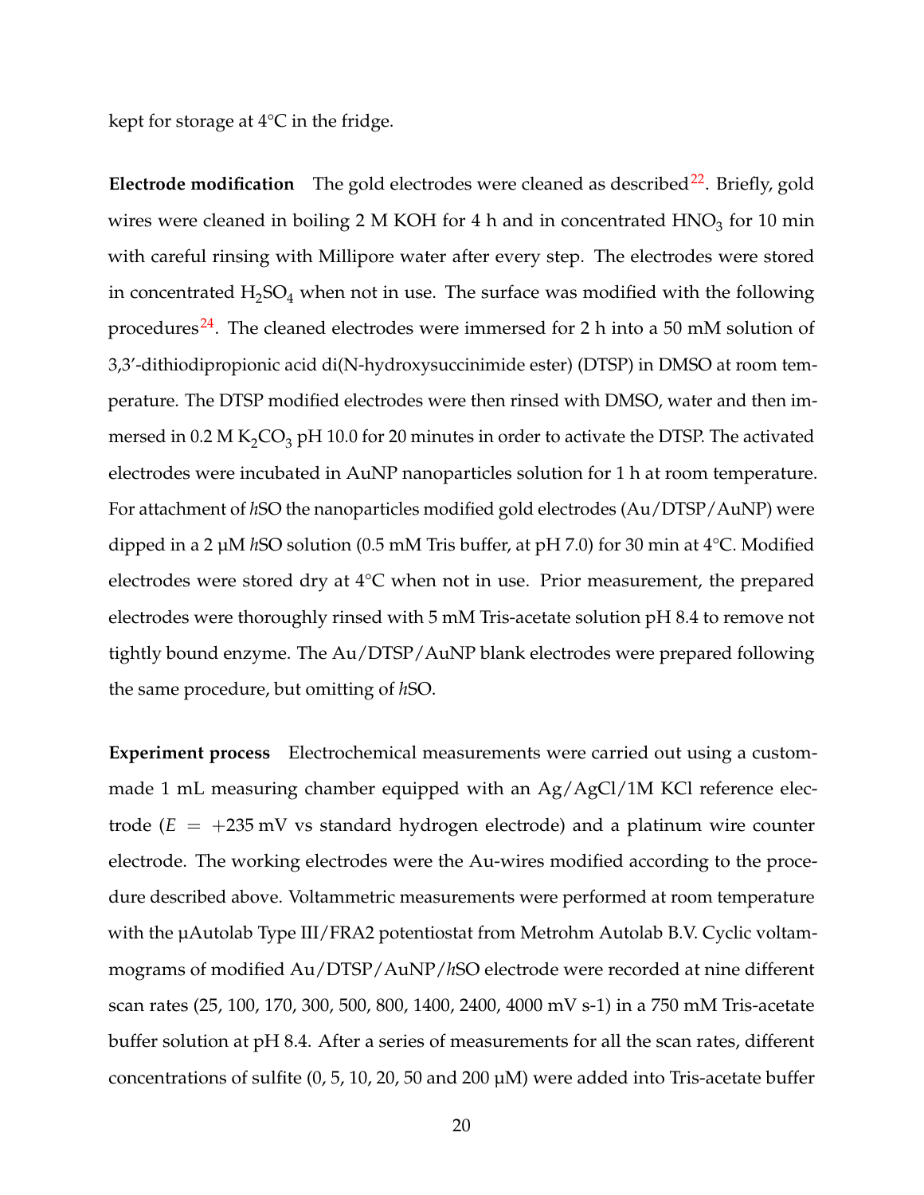kept for storage at 4°C in the fridge.

**Electrode modification** The gold electrodes were cleaned as described[22]. Briefly, gold wires were cleaned in boiling 2 M KOH for 4 h and in concentrated $HNO_3$ for 10 min with careful rinsing with Millipore water after every step. The electrodes were stored in concentrated $H_2SO_4$ when not in use. The surface was modified with the following procedures[24]. The cleaned electrodes were immersed for 2 h into a 50 mM solution of 3,3′-dithiodipropionic acid di(N-hydroxysuccinimide ester) (DTSP) in DMSO at room temperature. The DTSP modified electrodes were then rinsed with DMSO, water and then immersed in 0.2 M $K_2CO_3$ pH 10.0 for 20 minutes in order to activate the DTSP. The activated electrodes were incubated in AuNP nanoparticles solution for 1 h at room temperature. For attachment of *h*SO the nanoparticles modified gold electrodes (Au/DTSP/AuNP) were dipped in a 2 µM *h*SO solution (0.5 mM Tris buffer, at pH 7.0) for 30 min at 4°C. Modified electrodes were stored dry at 4°C when not in use. Prior measurement, the prepared electrodes were thoroughly rinsed with 5 mM Tris-acetate solution pH 8.4 to remove not tightly bound enzyme. The Au/DTSP/AuNP blank electrodes were prepared following the same procedure, but omitting of *h*SO.

**Experiment process** Electrochemical measurements were carried out using a custom-made 1 mL measuring chamber equipped with an Ag/AgCl/1M KCl reference electrode ($E = +235$ mV vs standard hydrogen electrode) and a platinum wire counter electrode. The working electrodes were the Au-wires modified according to the procedure described above. Voltammetric measurements were performed at room temperature with the µAutolab Type III/FRA2 potentiostat from Metrohm Autolab B.V. Cyclic voltammograms of modified Au/DTSP/AuNP/*h*SO electrode were recorded at nine different scan rates (25, 100, 170, 300, 500, 800, 1400, 2400, 4000 mV s-1) in a 750 mM Tris-acetate buffer solution at pH 8.4. After a series of measurements for all the scan rates, different concentrations of sulfite (0, 5, 10, 20, 50 and 200 µM) were added into Tris-acetate buffer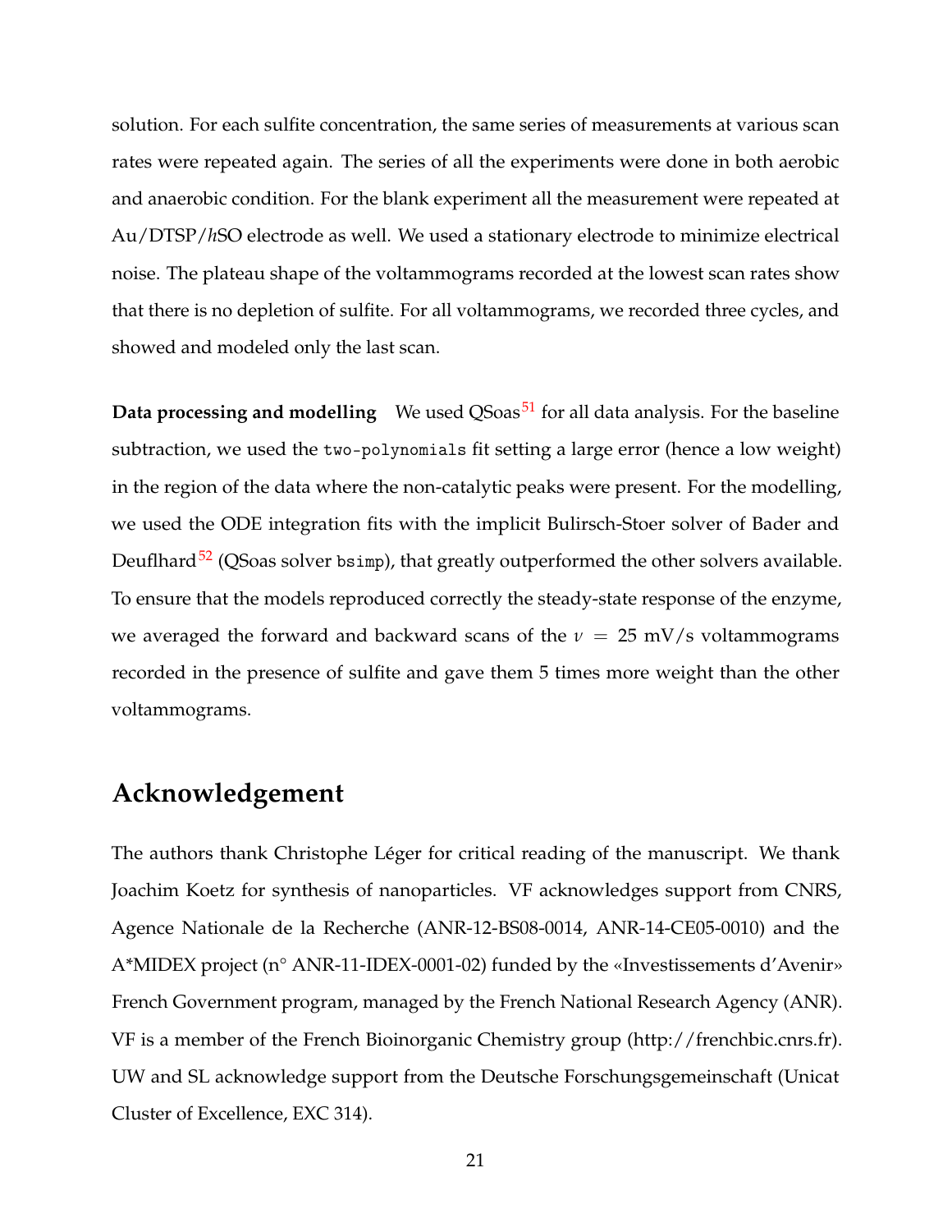solution. For each sulfite concentration, the same series of measurements at various scan rates were repeated again. The series of all the experiments were done in both aerobic and anaerobic condition. For the blank experiment all the measurement were repeated at Au/DTSP/*h*SO electrode as well. We used a stationary electrode to minimize electrical noise. The plateau shape of the voltammograms recorded at the lowest scan rates show that there is no depletion of sulfite. For all voltammograms, we recorded three cycles, and showed and modeled only the last scan.

**Data processing and modelling** We used QSoas[51] for all data analysis. For the baseline subtraction, we used the `two-polynomials` fit setting a large error (hence a low weight) in the region of the data where the non-catalytic peaks were present. For the modelling, we used the ODE integration fits with the implicit Bulirsch-Stoer solver of Bader and Deuflhard[52] (QSoas solver `bsimp`), that greatly outperformed the other solvers available. To ensure that the models reproduced correctly the steady-state response of the enzyme, we averaged the forward and backward scans of the $\nu = 25$ mV/s voltammograms recorded in the presence of sulfite and gave them 5 times more weight than the other voltammograms.

## Acknowledgement

The authors thank Christophe Léger for critical reading of the manuscript. We thank Joachim Koetz for synthesis of nanoparticles. VF acknowledges support from CNRS, Agence Nationale de la Recherche (ANR-12-BS08-0014, ANR-14-CE05-0010) and the A*MIDEX project (n° ANR-11-IDEX-0001-02) funded by the «Investissements d'Avenir» French Government program, managed by the French National Research Agency (ANR). VF is a member of the French Bioinorganic Chemistry group (http://frenchbic.cnrs.fr). UW and SL acknowledge support from the Deutsche Forschungsgemeinschaft (Unicat Cluster of Excellence, EXC 314).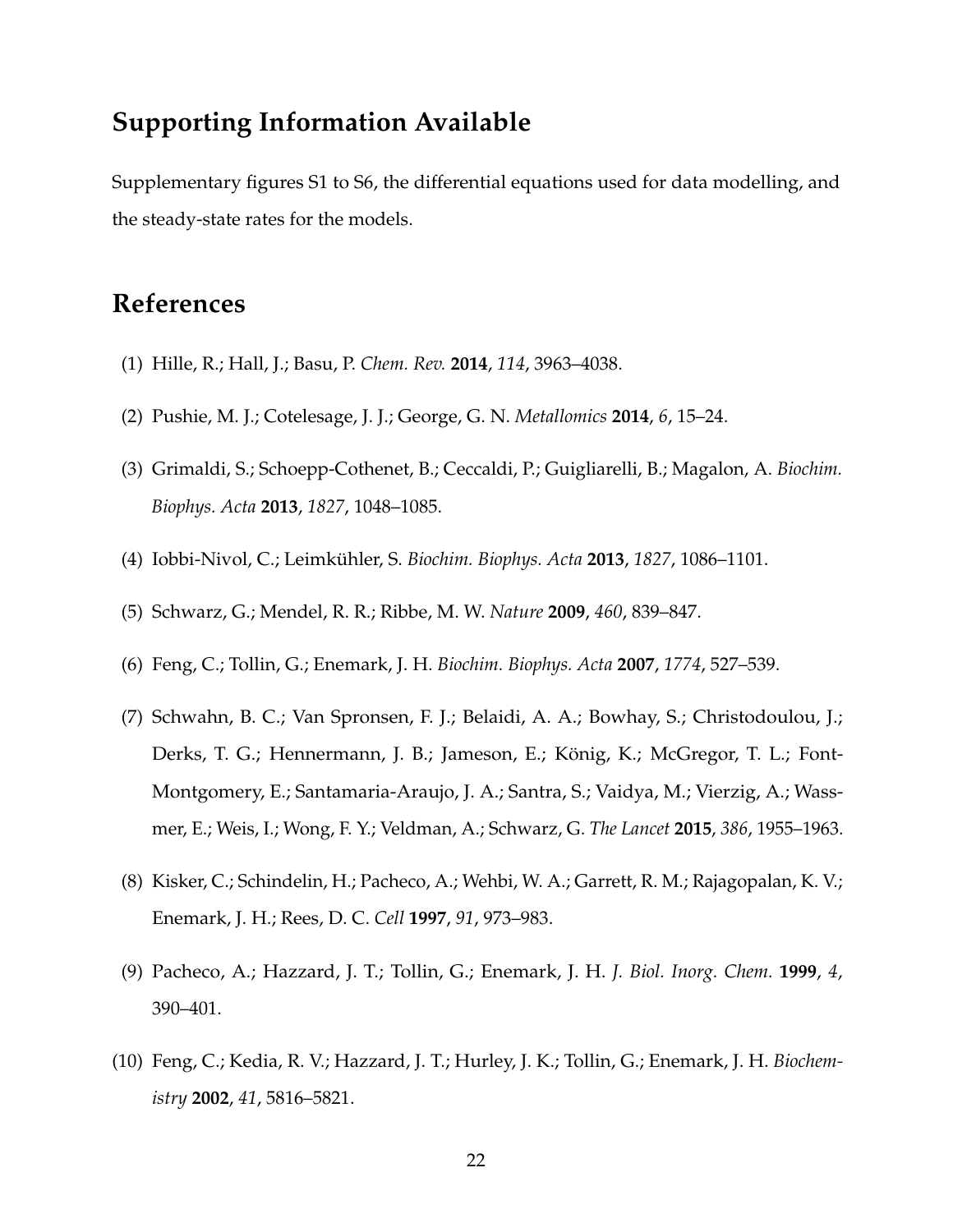## Supporting Information Available

Supplementary figures S1 to S6, the differential equations used for data modelling, and the steady-state rates for the models.

## References

(1) Hille, R.; Hall, J.; Basu, P. *Chem. Rev.* **2014**, *114*, 3963–4038.

(2) Pushie, M. J.; Cotelesage, J. J.; George, G. N. *Metallomics* **2014**, *6*, 15–24.

(3) Grimaldi, S.; Schoepp-Cothenet, B.; Ceccaldi, P.; Guigliarelli, B.; Magalon, A. *Biochim. Biophys. Acta* **2013**, *1827*, 1048–1085.

(4) Iobbi-Nivol, C.; Leimkühler, S. *Biochim. Biophys. Acta* **2013**, *1827*, 1086–1101.

(5) Schwarz, G.; Mendel, R. R.; Ribbe, M. W. *Nature* **2009**, *460*, 839–847.

(6) Feng, C.; Tollin, G.; Enemark, J. H. *Biochim. Biophys. Acta* **2007**, *1774*, 527–539.

(7) Schwahn, B. C.; Van Spronsen, F. J.; Belaidi, A. A.; Bowhay, S.; Christodoulou, J.; Derks, T. G.; Hennermann, J. B.; Jameson, E.; König, K.; McGregor, T. L.; Font-Montgomery, E.; Santamaria-Araujo, J. A.; Santra, S.; Vaidya, M.; Vierzig, A.; Wassmer, E.; Weis, I.; Wong, F. Y.; Veldman, A.; Schwarz, G. *The Lancet* **2015**, *386*, 1955–1963.

(8) Kisker, C.; Schindelin, H.; Pacheco, A.; Wehbi, W. A.; Garrett, R. M.; Rajagopalan, K. V.; Enemark, J. H.; Rees, D. C. *Cell* **1997**, *91*, 973–983.

(9) Pacheco, A.; Hazzard, J. T.; Tollin, G.; Enemark, J. H. *J. Biol. Inorg. Chem.* **1999**, *4*, 390–401.

(10) Feng, C.; Kedia, R. V.; Hazzard, J. T.; Hurley, J. K.; Tollin, G.; Enemark, J. H. *Biochemistry* **2002**, *41*, 5816–5821.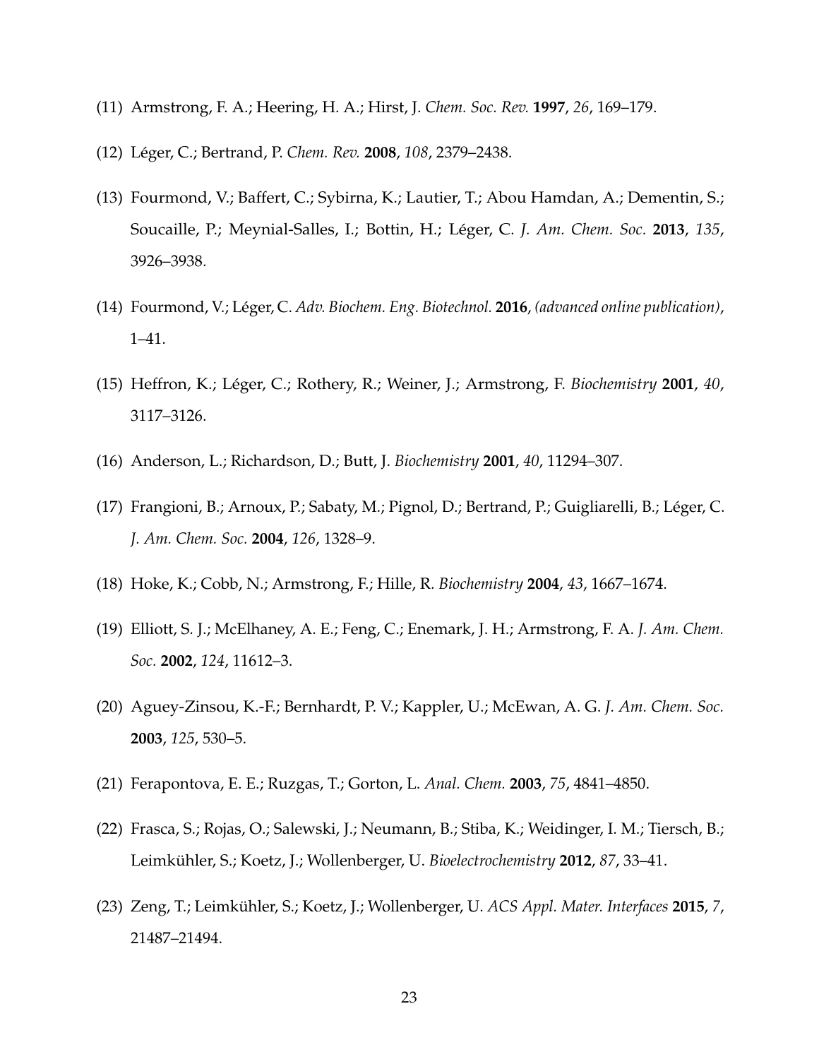(11) Armstrong, F. A.; Heering, H. A.; Hirst, J. *Chem. Soc. Rev.* **1997**, *26*, 169–179.

(12) Léger, C.; Bertrand, P. *Chem. Rev.* **2008**, *108*, 2379–2438.

(13) Fourmond, V.; Baffert, C.; Sybirna, K.; Lautier, T.; Abou Hamdan, A.; Dementin, S.; Soucaille, P.; Meynial-Salles, I.; Bottin, H.; Léger, C. *J. Am. Chem. Soc.* **2013**, *135*, 3926–3938.

(14) Fourmond, V.; Léger, C. *Adv. Biochem. Eng. Biotechnol.* **2016**, *(advanced online publication)*, 1–41.

(15) Heffron, K.; Léger, C.; Rothery, R.; Weiner, J.; Armstrong, F. *Biochemistry* **2001**, *40*, 3117–3126.

(16) Anderson, L.; Richardson, D.; Butt, J. *Biochemistry* **2001**, *40*, 11294–307.

(17) Frangioni, B.; Arnoux, P.; Sabaty, M.; Pignol, D.; Bertrand, P.; Guigliarelli, B.; Léger, C. *J. Am. Chem. Soc.* **2004**, *126*, 1328–9.

(18) Hoke, K.; Cobb, N.; Armstrong, F.; Hille, R. *Biochemistry* **2004**, *43*, 1667–1674.

(19) Elliott, S. J.; McElhaney, A. E.; Feng, C.; Enemark, J. H.; Armstrong, F. A. *J. Am. Chem. Soc.* **2002**, *124*, 11612–3.

(20) Aguey-Zinsou, K.-F.; Bernhardt, P. V.; Kappler, U.; McEwan, A. G. *J. Am. Chem. Soc.* **2003**, *125*, 530–5.

(21) Ferapontova, E. E.; Ruzgas, T.; Gorton, L. *Anal. Chem.* **2003**, *75*, 4841–4850.

(22) Frasca, S.; Rojas, O.; Salewski, J.; Neumann, B.; Stiba, K.; Weidinger, I. M.; Tiersch, B.; Leimkühler, S.; Koetz, J.; Wollenberger, U. *Bioelectrochemistry* **2012**, *87*, 33–41.

(23) Zeng, T.; Leimkühler, S.; Koetz, J.; Wollenberger, U. *ACS Appl. Mater. Interfaces* **2015**, *7*, 21487–21494.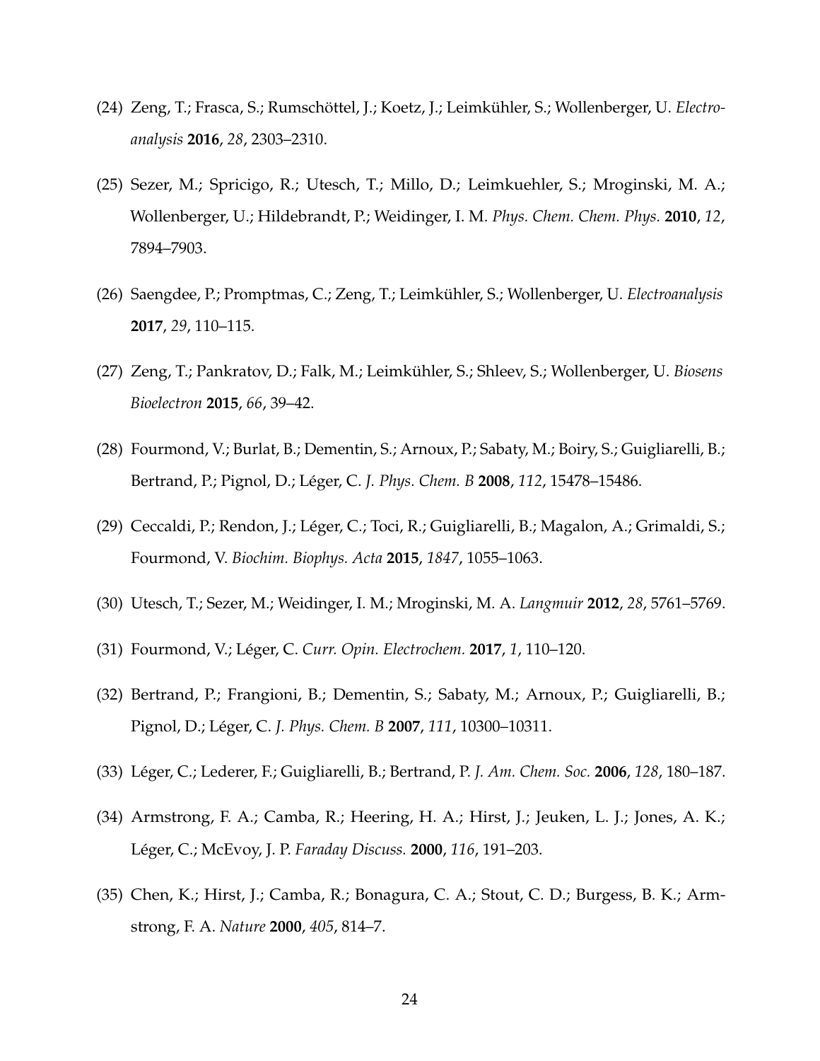(24) Zeng, T.; Frasca, S.; Rumschöttel, J.; Koetz, J.; Leimkühler, S.; Wollenberger, U. *Electroanalysis* **2016**, *28*, 2303–2310.

(25) Sezer, M.; Spricigo, R.; Utesch, T.; Millo, D.; Leimkuehler, S.; Mroginski, M. A.; Wollenberger, U.; Hildebrandt, P.; Weidinger, I. M. *Phys. Chem. Chem. Phys.* **2010**, *12*, 7894–7903.

(26) Saengdee, P.; Promptmas, C.; Zeng, T.; Leimkühler, S.; Wollenberger, U. *Electroanalysis* **2017**, *29*, 110–115.

(27) Zeng, T.; Pankratov, D.; Falk, M.; Leimkühler, S.; Shleev, S.; Wollenberger, U. *Biosens Bioelectron* **2015**, *66*, 39–42.

(28) Fourmond, V.; Burlat, B.; Dementin, S.; Arnoux, P.; Sabaty, M.; Boiry, S.; Guigliarelli, B.; Bertrand, P.; Pignol, D.; Léger, C. *J. Phys. Chem. B* **2008**, *112*, 15478–15486.

(29) Ceccaldi, P.; Rendon, J.; Léger, C.; Toci, R.; Guigliarelli, B.; Magalon, A.; Grimaldi, S.; Fourmond, V. *Biochim. Biophys. Acta* **2015**, *1847*, 1055–1063.

(30) Utesch, T.; Sezer, M.; Weidinger, I. M.; Mroginski, M. A. *Langmuir* **2012**, *28*, 5761–5769.

(31) Fourmond, V.; Léger, C. *Curr. Opin. Electrochem.* **2017**, *1*, 110–120.

(32) Bertrand, P.; Frangioni, B.; Dementin, S.; Sabaty, M.; Arnoux, P.; Guigliarelli, B.; Pignol, D.; Léger, C. *J. Phys. Chem. B* **2007**, *111*, 10300–10311.

(33) Léger, C.; Lederer, F.; Guigliarelli, B.; Bertrand, P. *J. Am. Chem. Soc.* **2006**, *128*, 180–187.

(34) Armstrong, F. A.; Camba, R.; Heering, H. A.; Hirst, J.; Jeuken, L. J.; Jones, A. K.; Léger, C.; McEvoy, J. P. *Faraday Discuss.* **2000**, *116*, 191–203.

(35) Chen, K.; Hirst, J.; Camba, R.; Bonagura, C. A.; Stout, C. D.; Burgess, B. K.; Armstrong, F. A. *Nature* **2000**, *405*, 814–7.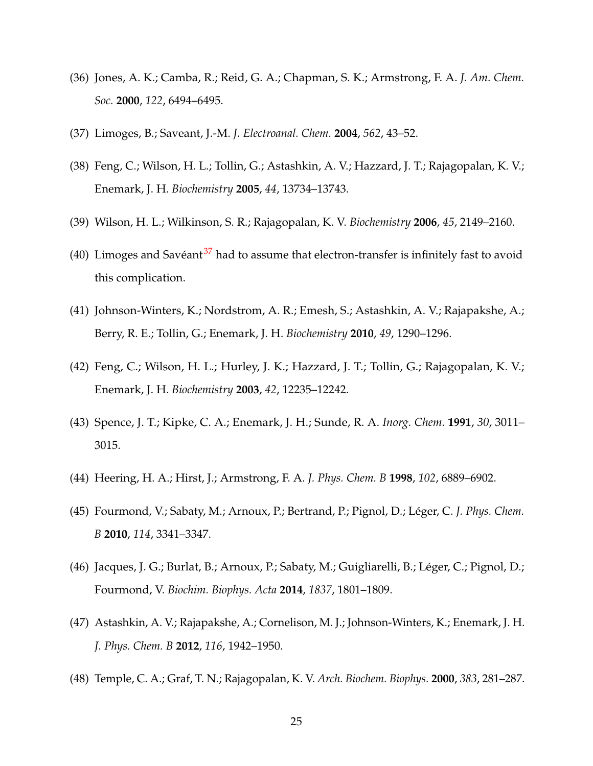(36) Jones, A. K.; Camba, R.; Reid, G. A.; Chapman, S. K.; Armstrong, F. A. *J. Am. Chem. Soc.* **2000**, *122*, 6494–6495.

(37) Limoges, B.; Saveant, J.-M. *J. Electroanal. Chem.* **2004**, *562*, 43–52.

(38) Feng, C.; Wilson, H. L.; Tollin, G.; Astashkin, A. V.; Hazzard, J. T.; Rajagopalan, K. V.; Enemark, J. H. *Biochemistry* **2005**, *44*, 13734–13743.

(39) Wilson, H. L.; Wilkinson, S. R.; Rajagopalan, K. V. *Biochemistry* **2006**, *45*, 2149–2160.

(40) Limoges and Savéant[37] had to assume that electron-transfer is infinitely fast to avoid this complication.

(41) Johnson-Winters, K.; Nordstrom, A. R.; Emesh, S.; Astashkin, A. V.; Rajapakshe, A.; Berry, R. E.; Tollin, G.; Enemark, J. H. *Biochemistry* **2010**, *49*, 1290–1296.

(42) Feng, C.; Wilson, H. L.; Hurley, J. K.; Hazzard, J. T.; Tollin, G.; Rajagopalan, K. V.; Enemark, J. H. *Biochemistry* **2003**, *42*, 12235–12242.

(43) Spence, J. T.; Kipke, C. A.; Enemark, J. H.; Sunde, R. A. *Inorg. Chem.* **1991**, *30*, 3011–3015.

(44) Heering, H. A.; Hirst, J.; Armstrong, F. A. *J. Phys. Chem. B* **1998**, *102*, 6889–6902.

(45) Fourmond, V.; Sabaty, M.; Arnoux, P.; Bertrand, P.; Pignol, D.; Léger, C. *J. Phys. Chem. B* **2010**, *114*, 3341–3347.

(46) Jacques, J. G.; Burlat, B.; Arnoux, P.; Sabaty, M.; Guigliarelli, B.; Léger, C.; Pignol, D.; Fourmond, V. *Biochim. Biophys. Acta* **2014**, *1837*, 1801–1809.

(47) Astashkin, A. V.; Rajapakshe, A.; Cornelison, M. J.; Johnson-Winters, K.; Enemark, J. H. *J. Phys. Chem. B* **2012**, *116*, 1942–1950.

(48) Temple, C. A.; Graf, T. N.; Rajagopalan, K. V. *Arch. Biochem. Biophys.* **2000**, *383*, 281–287.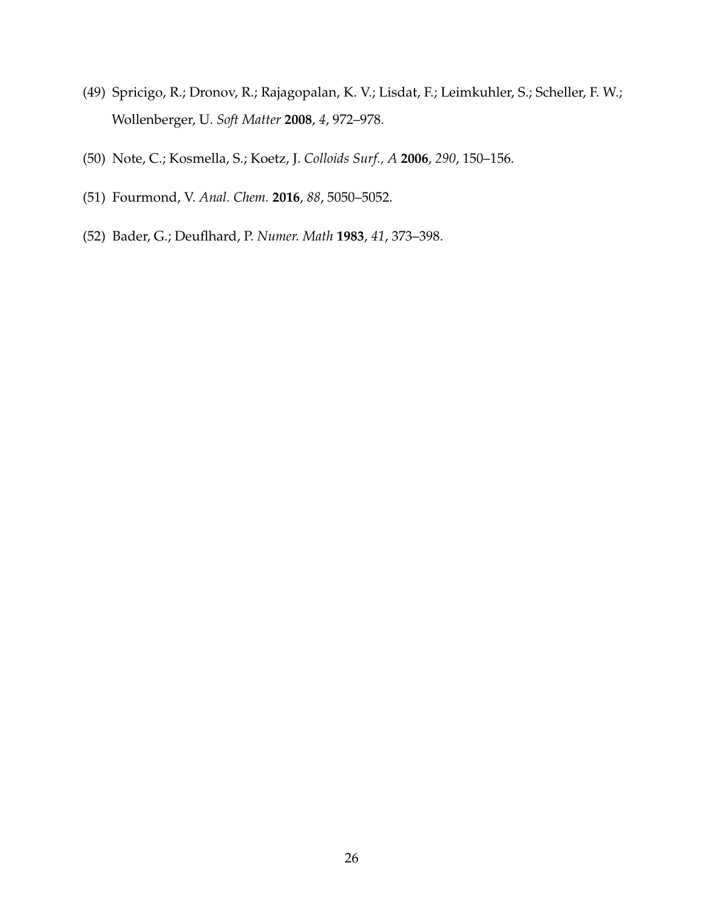(49) Spricigo, R.; Dronov, R.; Rajagopalan, K. V.; Lisdat, F.; Leimkuhler, S.; Scheller, F. W.; Wollenberger, U. *Soft Matter* **2008**, *4*, 972–978.

(50) Note, C.; Kosmella, S.; Koetz, J. *Colloids Surf., A* **2006**, *290*, 150–156.

(51) Fourmond, V. *Anal. Chem.* **2016**, *88*, 5050–5052.

(52) Bader, G.; Deuflhard, P. *Numer. Math* **1983**, *41*, 373–398.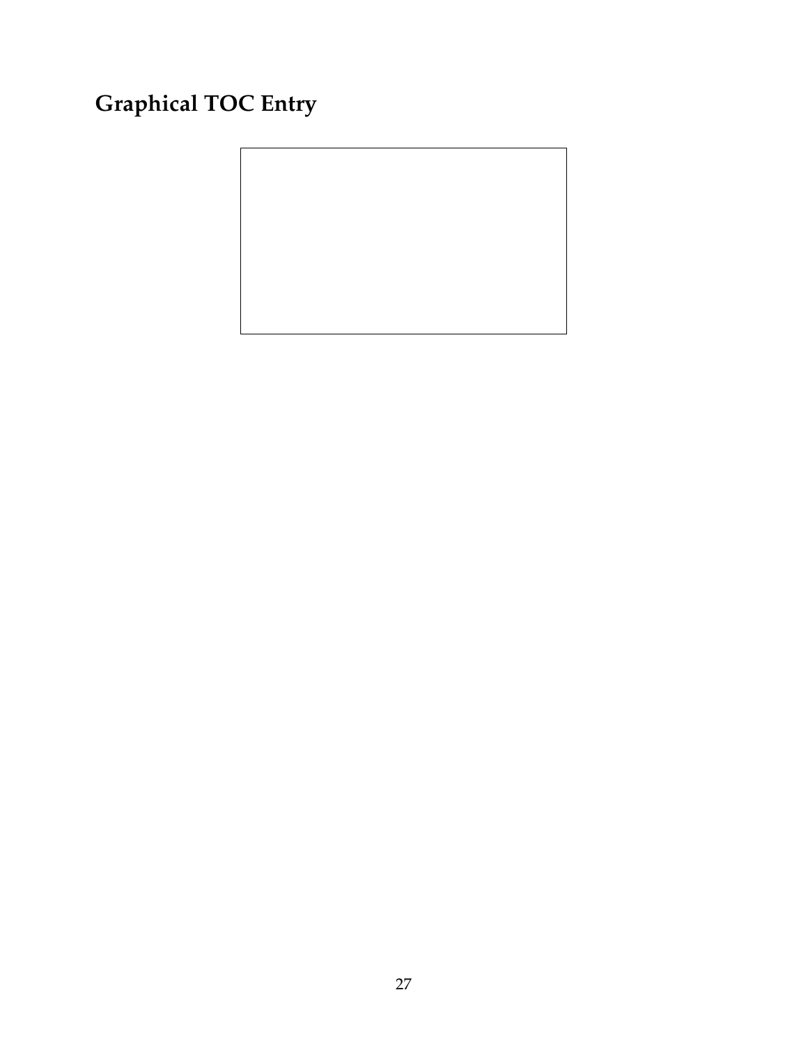# Graphical TOC Entry